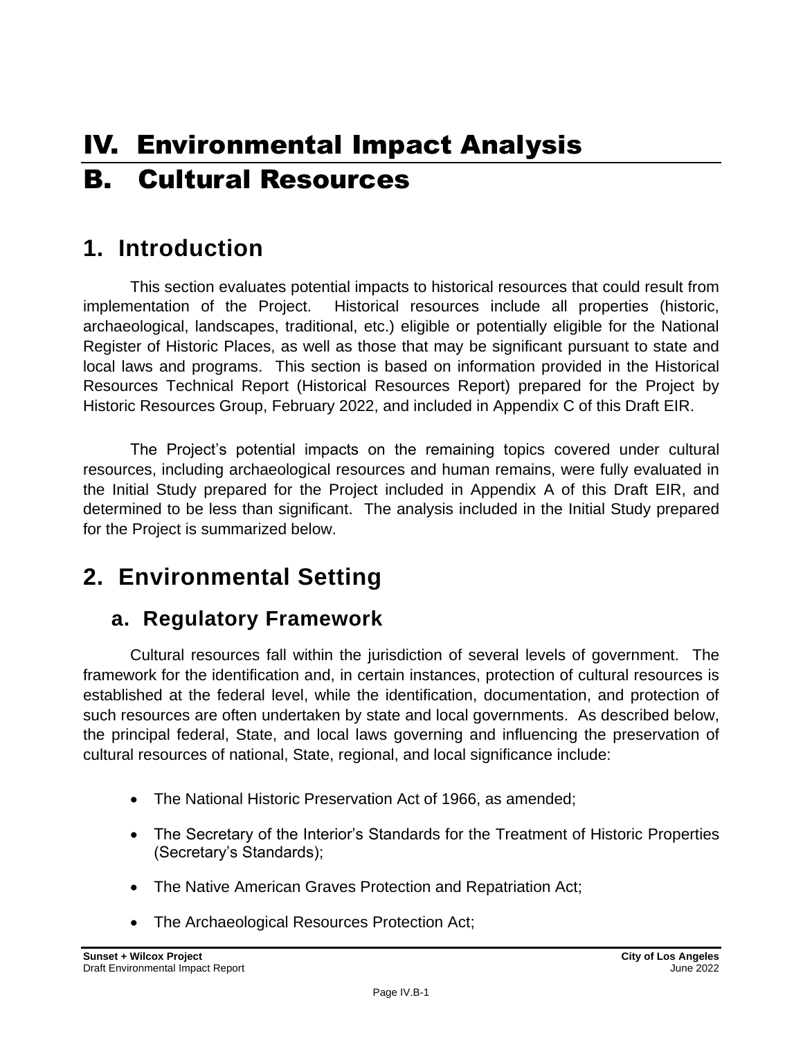# IV. Environmental Impact Analysis

# B. Cultural Resources

## 1. Introduction

This section evaluates potential impacts to historical resources that could result from implementation of the Project. Historical resources include all properties (historic, archaeological, landscapes, traditional, etc.) eligible or potentially eligible for the National Register of Historic Places, as well as those that may be significant pursuant to state and local laws and programs. This section is based on information provided in the Historical Resources Technical Report (Historical Resources Report) prepared for the Project by Historic Resources Group, February 2022, and included in Appendix C of this Draft EIR.

The Project's potential impacts on the remaining topics covered under cultural resources, including archaeological resources and human remains, were fully evaluated in the Initial Study prepared for the Project included in Appendix A of this Draft EIR, and determined to be less than significant. The analysis included in the Initial Study prepared for the Project is summarized below.

## 2. Environmental Setting

### a. Regulatory Framework

Cultural resources fall within the jurisdiction of several levels of government. The framework for the identification and, in certain instances, protection of cultural resources is established at the federal level, while the identification, documentation, and protection of such resources are often undertaken by state and local governments. As described below, the principal federal, State, and local laws governing and influencing the preservation of cultural resources of national, State, regional, and local significance include:

- The National Historic Preservation Act of 1966, as amended;
- The Secretary of the Interior's Standards for the Treatment of Historic Properties (Secretary's Standards);
- The Native American Graves Protection and Repatriation Act;
- The Archaeological Resources Protection Act;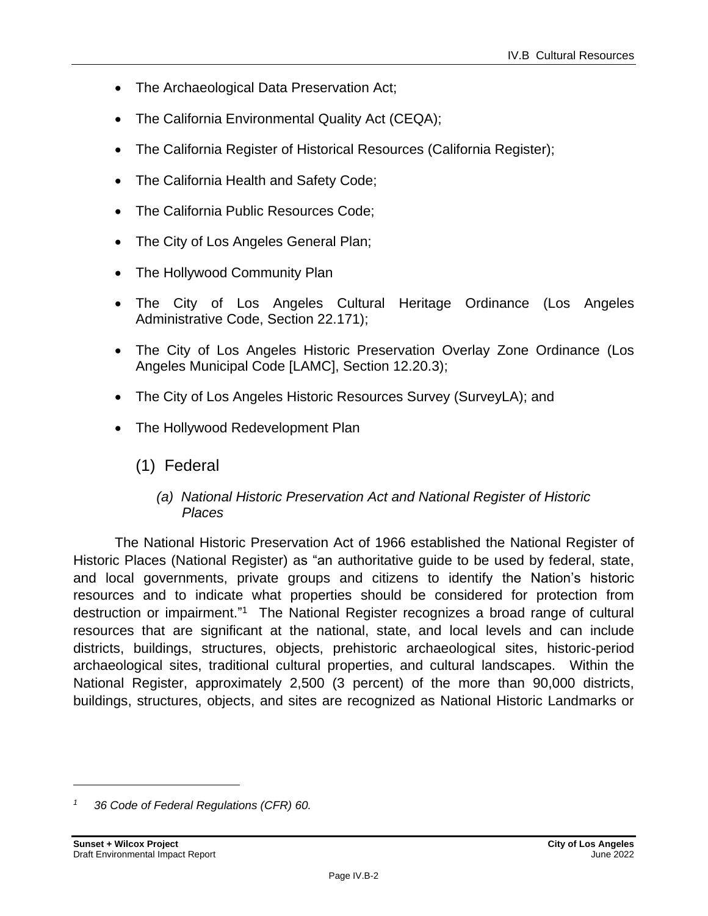- The Archaeological Data Preservation Act;
- The California Environmental Quality Act (CEQA);
- The California Register of Historical Resources (California Register);
- The California Health and Safety Code;
- The California Public Resources Code;
- The City of Los Angeles General Plan;
- The Hollywood Community Plan
- The City of Los Angeles Cultural Heritage Ordinance (Los Angeles Administrative Code, Section 22.171);
- The City of Los Angeles Historic Preservation Overlay Zone Ordinance (Los Angeles Municipal Code [LAMC], Section 12.20.3);
- The City of Los Angeles Historic Resources Survey (SurveyLA); and
- The Hollywood Redevelopment Plan

## (1) Federal

### *(a) National Historic Preservation Act and National Register of Historic Places*

The National Historic Preservation Act of 1966 established the National Register of Historic Places (National Register) as "an authoritative guide to be used by federal, state, and local governments, private groups and citizens to identify the Nation's historic resources and to indicate what properties should be considered for protection from destruction or impairment."[1] The National Register recognizes a broad range of cultural resources that are significant at the national, state, and local levels and can include districts, buildings, structures, objects, prehistoric archaeological sites, historic-period archaeological sites, traditional cultural properties, and cultural landscapes. Within the National Register, approximately 2,500 (3 percent) of the more than 90,000 districts, buildings, structures, objects, and sites are recognized as National Historic Landmarks or

---

[1] *36 Code of Federal Regulations (CFR) 60.*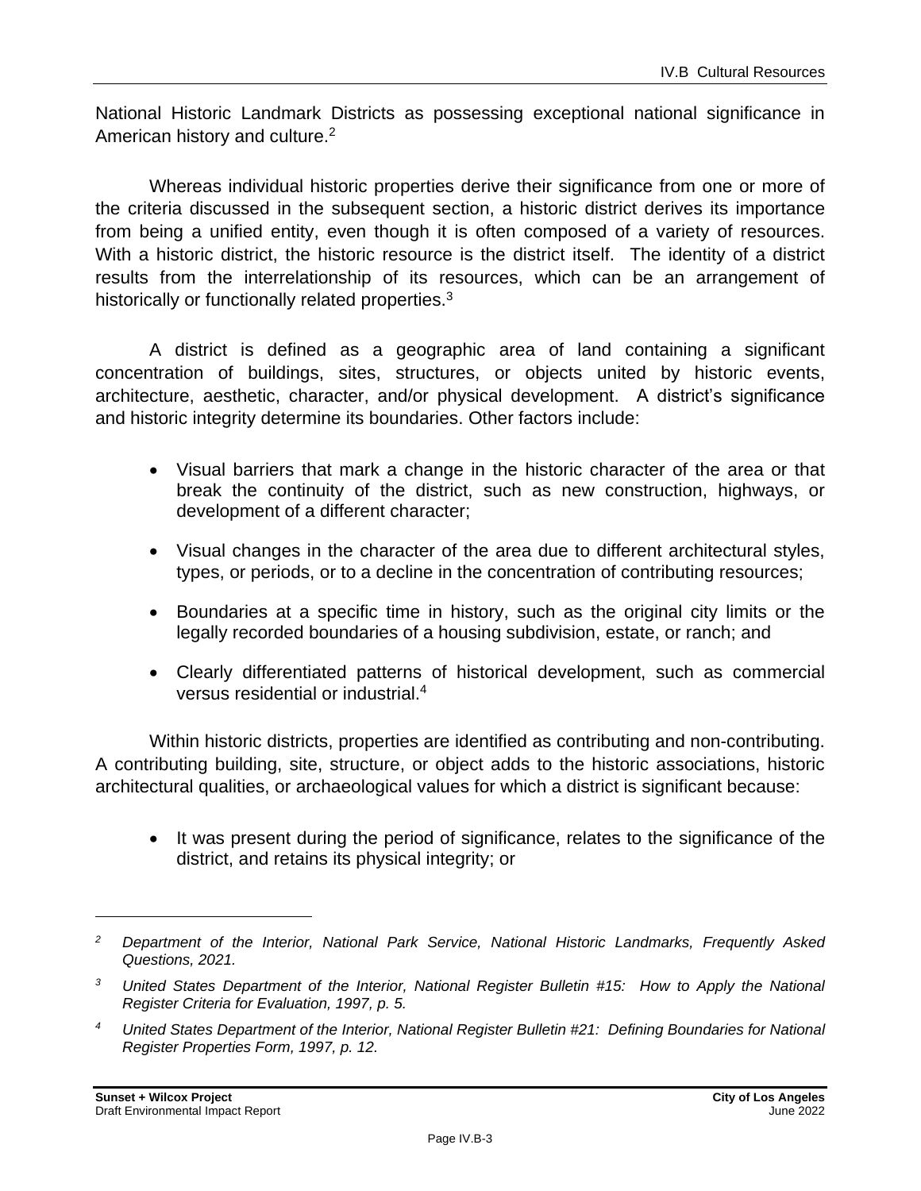National Historic Landmark Districts as possessing exceptional national significance in American history and culture.[2]

Whereas individual historic properties derive their significance from one or more of the criteria discussed in the subsequent section, a historic district derives its importance from being a unified entity, even though it is often composed of a variety of resources. With a historic district, the historic resource is the district itself. The identity of a district results from the interrelationship of its resources, which can be an arrangement of historically or functionally related properties.[3]

A district is defined as a geographic area of land containing a significant concentration of buildings, sites, structures, or objects united by historic events, architecture, aesthetic, character, and/or physical development. A district's significance and historic integrity determine its boundaries. Other factors include:

- Visual barriers that mark a change in the historic character of the area or that break the continuity of the district, such as new construction, highways, or development of a different character;
- Visual changes in the character of the area due to different architectural styles, types, or periods, or to a decline in the concentration of contributing resources;
- Boundaries at a specific time in history, such as the original city limits or the legally recorded boundaries of a housing subdivision, estate, or ranch; and
- Clearly differentiated patterns of historical development, such as commercial versus residential or industrial.[4]

Within historic districts, properties are identified as contributing and non-contributing. A contributing building, site, structure, or object adds to the historic associations, historic architectural qualities, or archaeological values for which a district is significant because:

- It was present during the period of significance, relates to the significance of the district, and retains its physical integrity; or

---

[2] *Department of the Interior, National Park Service, National Historic Landmarks, Frequently Asked Questions, 2021.*

[3] *United States Department of the Interior, National Register Bulletin #15: How to Apply the National Register Criteria for Evaluation, 1997, p. 5.*

[4] *United States Department of the Interior, National Register Bulletin #21: Defining Boundaries for National Register Properties Form, 1997, p. 12.*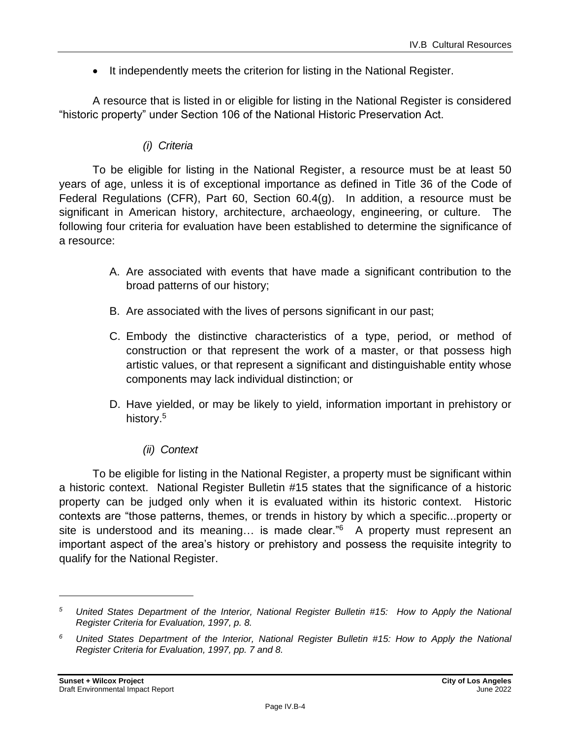- It independently meets the criterion for listing in the National Register.

A resource that is listed in or eligible for listing in the National Register is considered "historic property" under Section 106 of the National Historic Preservation Act.

*(i) Criteria*

To be eligible for listing in the National Register, a resource must be at least 50 years of age, unless it is of exceptional importance as defined in Title 36 of the Code of Federal Regulations (CFR), Part 60, Section 60.4(g). In addition, a resource must be significant in American history, architecture, archaeology, engineering, or culture. The following four criteria for evaluation have been established to determine the significance of a resource:

A. Are associated with events that have made a significant contribution to the broad patterns of our history;

B. Are associated with the lives of persons significant in our past;

C. Embody the distinctive characteristics of a type, period, or method of construction or that represent the work of a master, or that possess high artistic values, or that represent a significant and distinguishable entity whose components may lack individual distinction; or

D. Have yielded, or may be likely to yield, information important in prehistory or history.[5]

*(ii) Context*

To be eligible for listing in the National Register, a property must be significant within a historic context. National Register Bulletin #15 states that the significance of a historic property can be judged only when it is evaluated within its historic context. Historic contexts are "those patterns, themes, or trends in history by which a specific...property or site is understood and its meaning… is made clear."[6] A property must represent an important aspect of the area's history or prehistory and possess the requisite integrity to qualify for the National Register.

---

[5] *United States Department of the Interior, National Register Bulletin #15: How to Apply the National Register Criteria for Evaluation, 1997, p. 8.*

[6] *United States Department of the Interior, National Register Bulletin #15: How to Apply the National Register Criteria for Evaluation, 1997, pp. 7 and 8.*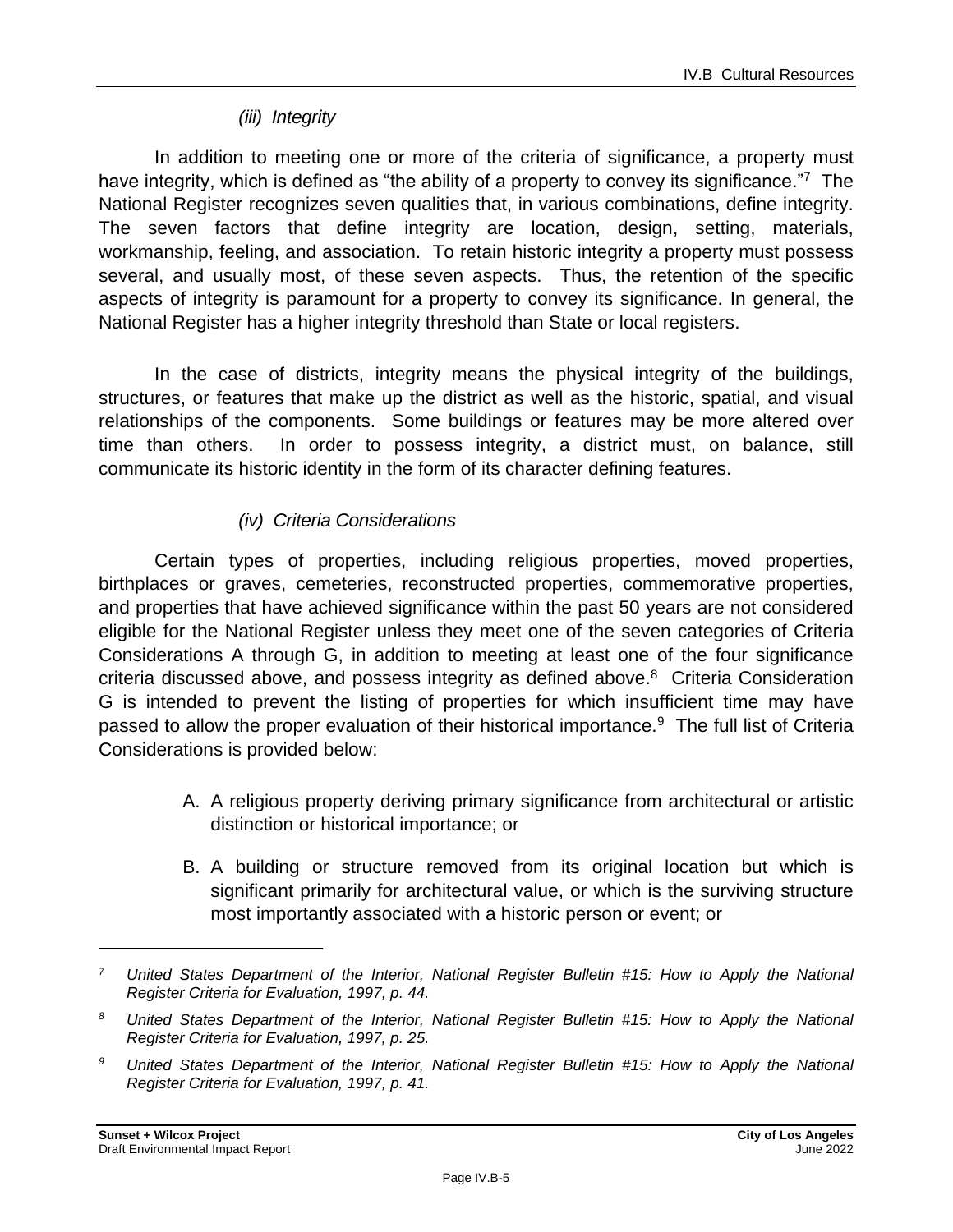#### *(iii) Integrity*

In addition to meeting one or more of the criteria of significance, a property must have integrity, which is defined as “the ability of a property to convey its significance.”[7] The National Register recognizes seven qualities that, in various combinations, define integrity. The seven factors that define integrity are location, design, setting, materials, workmanship, feeling, and association. To retain historic integrity a property must possess several, and usually most, of these seven aspects. Thus, the retention of the specific aspects of integrity is paramount for a property to convey its significance. In general, the National Register has a higher integrity threshold than State or local registers.

In the case of districts, integrity means the physical integrity of the buildings, structures, or features that make up the district as well as the historic, spatial, and visual relationships of the components. Some buildings or features may be more altered over time than others. In order to possess integrity, a district must, on balance, still communicate its historic identity in the form of its character defining features.

#### *(iv) Criteria Considerations*

Certain types of properties, including religious properties, moved properties, birthplaces or graves, cemeteries, reconstructed properties, commemorative properties, and properties that have achieved significance within the past 50 years are not considered eligible for the National Register unless they meet one of the seven categories of Criteria Considerations A through G, in addition to meeting at least one of the four significance criteria discussed above, and possess integrity as defined above.[8] Criteria Consideration G is intended to prevent the listing of properties for which insufficient time may have passed to allow the proper evaluation of their historical importance.[9] The full list of Criteria Considerations is provided below:

A. A religious property deriving primary significance from architectural or artistic distinction or historical importance; or

B. A building or structure removed from its original location but which is significant primarily for architectural value, or which is the surviving structure most importantly associated with a historic person or event; or

---

[7] *United States Department of the Interior, National Register Bulletin #15: How to Apply the National Register Criteria for Evaluation, 1997, p. 44.*

[8] *United States Department of the Interior, National Register Bulletin #15: How to Apply the National Register Criteria for Evaluation, 1997, p. 25.*

[9] *United States Department of the Interior, National Register Bulletin #15: How to Apply the National Register Criteria for Evaluation, 1997, p. 41.*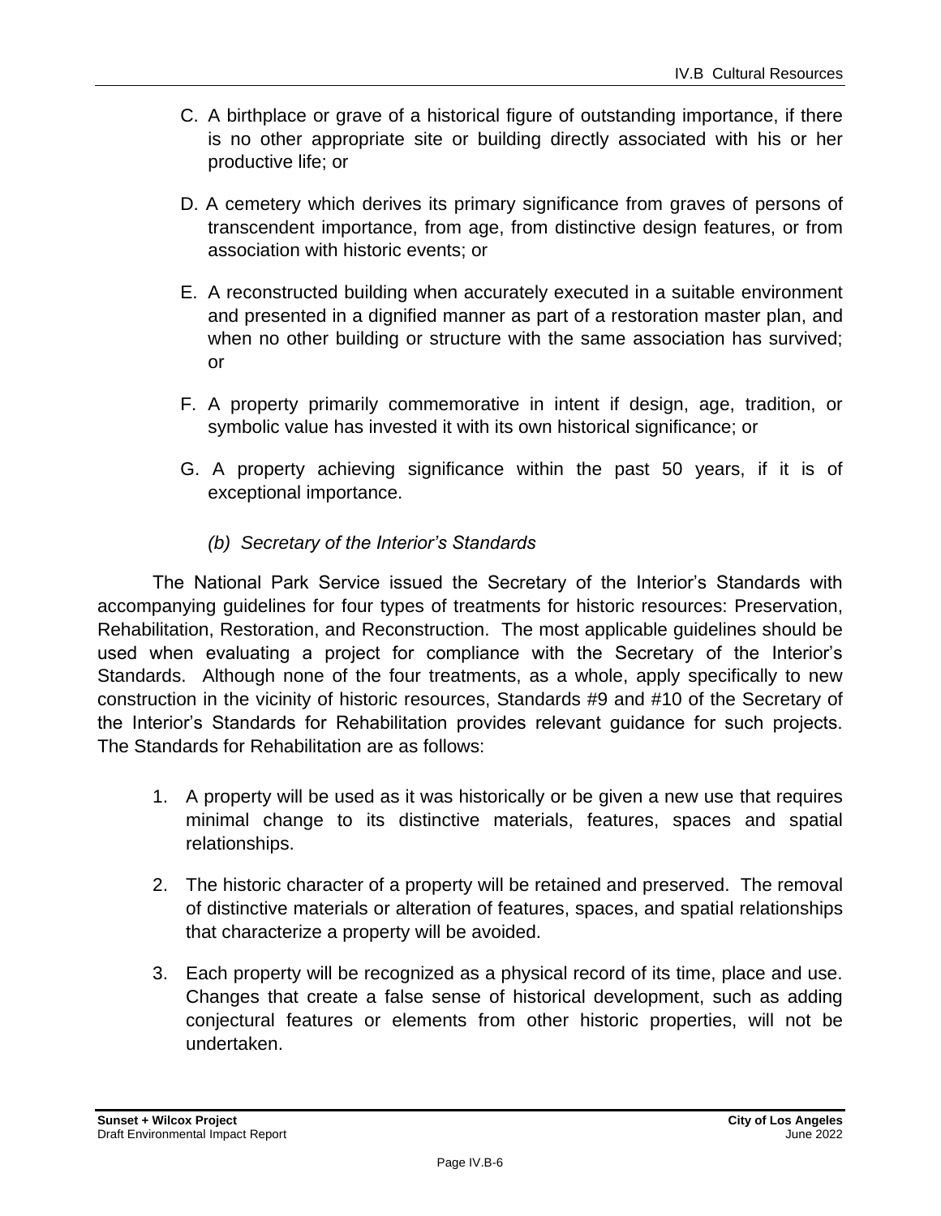C. A birthplace or grave of a historical figure of outstanding importance, if there is no other appropriate site or building directly associated with his or her productive life; or

D. A cemetery which derives its primary significance from graves of persons of transcendent importance, from age, from distinctive design features, or from association with historic events; or

E. A reconstructed building when accurately executed in a suitable environment and presented in a dignified manner as part of a restoration master plan, and when no other building or structure with the same association has survived; or

F. A property primarily commemorative in intent if design, age, tradition, or symbolic value has invested it with its own historical significance; or

G. A property achieving significance within the past 50 years, if it is of exceptional importance.

*(b) Secretary of the Interior's Standards*

The National Park Service issued the Secretary of the Interior's Standards with accompanying guidelines for four types of treatments for historic resources: Preservation, Rehabilitation, Restoration, and Reconstruction. The most applicable guidelines should be used when evaluating a project for compliance with the Secretary of the Interior's Standards. Although none of the four treatments, as a whole, apply specifically to new construction in the vicinity of historic resources, Standards #9 and #10 of the Secretary of the Interior's Standards for Rehabilitation provides relevant guidance for such projects. The Standards for Rehabilitation are as follows:

1. A property will be used as it was historically or be given a new use that requires minimal change to its distinctive materials, features, spaces and spatial relationships.

2. The historic character of a property will be retained and preserved. The removal of distinctive materials or alteration of features, spaces, and spatial relationships that characterize a property will be avoided.

3. Each property will be recognized as a physical record of its time, place and use. Changes that create a false sense of historical development, such as adding conjectural features or elements from other historic properties, will not be undertaken.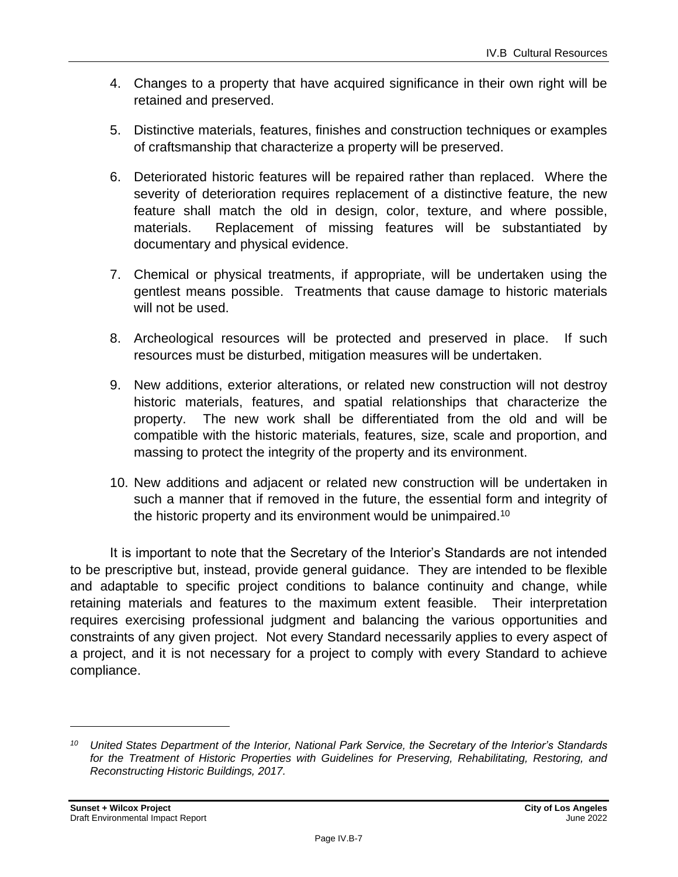4. Changes to a property that have acquired significance in their own right will be retained and preserved.

5. Distinctive materials, features, finishes and construction techniques or examples of craftsmanship that characterize a property will be preserved.

6. Deteriorated historic features will be repaired rather than replaced. Where the severity of deterioration requires replacement of a distinctive feature, the new feature shall match the old in design, color, texture, and where possible, materials. Replacement of missing features will be substantiated by documentary and physical evidence.

7. Chemical or physical treatments, if appropriate, will be undertaken using the gentlest means possible. Treatments that cause damage to historic materials will not be used.

8. Archeological resources will be protected and preserved in place. If such resources must be disturbed, mitigation measures will be undertaken.

9. New additions, exterior alterations, or related new construction will not destroy historic materials, features, and spatial relationships that characterize the property. The new work shall be differentiated from the old and will be compatible with the historic materials, features, size, scale and proportion, and massing to protect the integrity of the property and its environment.

10. New additions and adjacent or related new construction will be undertaken in such a manner that if removed in the future, the essential form and integrity of the historic property and its environment would be unimpaired.[10]

It is important to note that the Secretary of the Interior's Standards are not intended to be prescriptive but, instead, provide general guidance. They are intended to be flexible and adaptable to specific project conditions to balance continuity and change, while retaining materials and features to the maximum extent feasible. Their interpretation requires exercising professional judgment and balancing the various opportunities and constraints of any given project. Not every Standard necessarily applies to every aspect of a project, and it is not necessary for a project to comply with every Standard to achieve compliance.

---

[10] *United States Department of the Interior, National Park Service, the Secretary of the Interior's Standards for the Treatment of Historic Properties with Guidelines for Preserving, Rehabilitating, Restoring, and Reconstructing Historic Buildings, 2017.*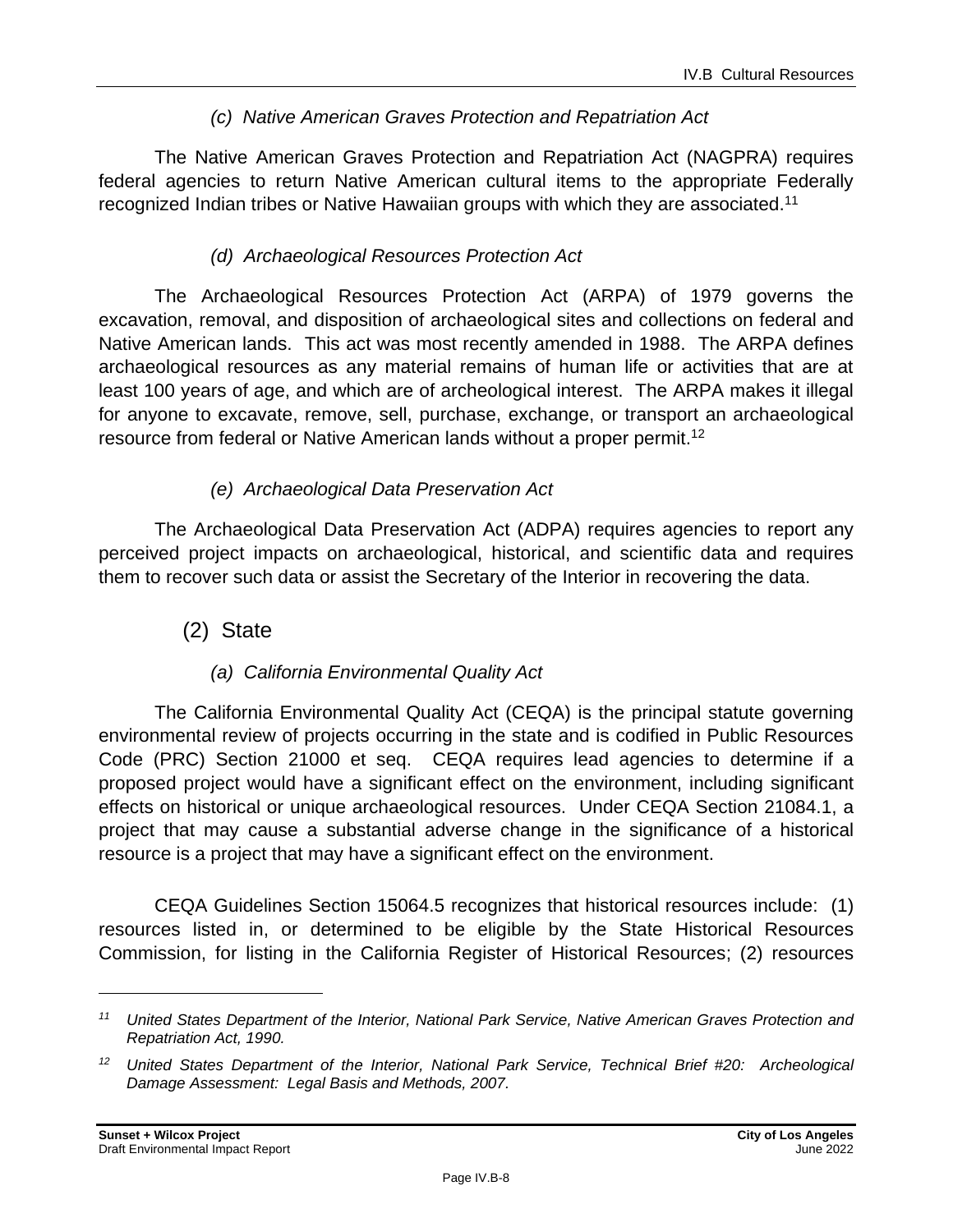#### *(c) Native American Graves Protection and Repatriation Act*

The Native American Graves Protection and Repatriation Act (NAGPRA) requires federal agencies to return Native American cultural items to the appropriate Federally recognized Indian tribes or Native Hawaiian groups with which they are associated.[11]

#### *(d) Archaeological Resources Protection Act*

The Archaeological Resources Protection Act (ARPA) of 1979 governs the excavation, removal, and disposition of archaeological sites and collections on federal and Native American lands. This act was most recently amended in 1988. The ARPA defines archaeological resources as any material remains of human life or activities that are at least 100 years of age, and which are of archeological interest. The ARPA makes it illegal for anyone to excavate, remove, sell, purchase, exchange, or transport an archaeological resource from federal or Native American lands without a proper permit.[12]

#### *(e) Archaeological Data Preservation Act*

The Archaeological Data Preservation Act (ADPA) requires agencies to report any perceived project impacts on archaeological, historical, and scientific data and requires them to recover such data or assist the Secretary of the Interior in recovering the data.

### (2) State

#### *(a) California Environmental Quality Act*

The California Environmental Quality Act (CEQA) is the principal statute governing environmental review of projects occurring in the state and is codified in Public Resources Code (PRC) Section 21000 et seq. CEQA requires lead agencies to determine if a proposed project would have a significant effect on the environment, including significant effects on historical or unique archaeological resources. Under CEQA Section 21084.1, a project that may cause a substantial adverse change in the significance of a historical resource is a project that may have a significant effect on the environment.

CEQA Guidelines Section 15064.5 recognizes that historical resources include: (1) resources listed in, or determined to be eligible by the State Historical Resources Commission, for listing in the California Register of Historical Resources; (2) resources

---

[11] *United States Department of the Interior, National Park Service, Native American Graves Protection and Repatriation Act, 1990.*

[12] *United States Department of the Interior, National Park Service, Technical Brief #20: Archeological Damage Assessment: Legal Basis and Methods, 2007.*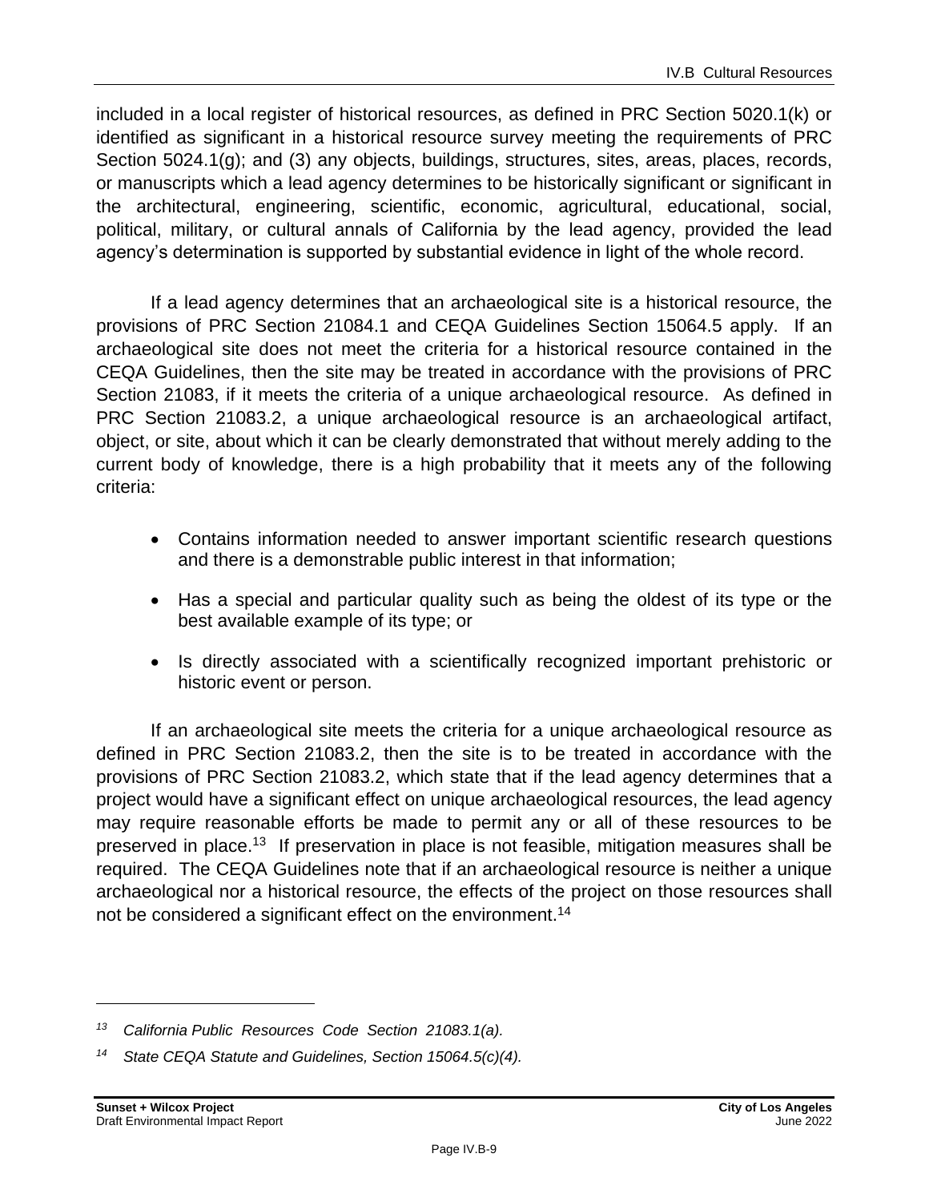included in a local register of historical resources, as defined in PRC Section 5020.1(k) or identified as significant in a historical resource survey meeting the requirements of PRC Section 5024.1(g); and (3) any objects, buildings, structures, sites, areas, places, records, or manuscripts which a lead agency determines to be historically significant or significant in the architectural, engineering, scientific, economic, agricultural, educational, social, political, military, or cultural annals of California by the lead agency, provided the lead agency's determination is supported by substantial evidence in light of the whole record.

If a lead agency determines that an archaeological site is a historical resource, the provisions of PRC Section 21084.1 and CEQA Guidelines Section 15064.5 apply. If an archaeological site does not meet the criteria for a historical resource contained in the CEQA Guidelines, then the site may be treated in accordance with the provisions of PRC Section 21083, if it meets the criteria of a unique archaeological resource. As defined in PRC Section 21083.2, a unique archaeological resource is an archaeological artifact, object, or site, about which it can be clearly demonstrated that without merely adding to the current body of knowledge, there is a high probability that it meets any of the following criteria:

- Contains information needed to answer important scientific research questions and there is a demonstrable public interest in that information;
- Has a special and particular quality such as being the oldest of its type or the best available example of its type; or
- Is directly associated with a scientifically recognized important prehistoric or historic event or person.

If an archaeological site meets the criteria for a unique archaeological resource as defined in PRC Section 21083.2, then the site is to be treated in accordance with the provisions of PRC Section 21083.2, which state that if the lead agency determines that a project would have a significant effect on unique archaeological resources, the lead agency may require reasonable efforts be made to permit any or all of these resources to be preserved in place.[13] If preservation in place is not feasible, mitigation measures shall be required. The CEQA Guidelines note that if an archaeological resource is neither a unique archaeological nor a historical resource, the effects of the project on those resources shall not be considered a significant effect on the environment.[14]

---

[13] *California Public Resources Code Section 21083.1(a).*

[14] *State CEQA Statute and Guidelines, Section 15064.5(c)(4).*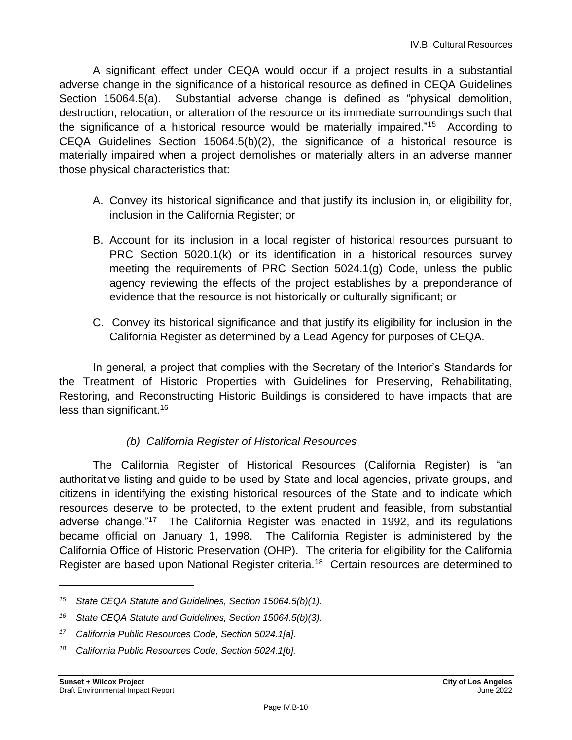A significant effect under CEQA would occur if a project results in a substantial adverse change in the significance of a historical resource as defined in CEQA Guidelines Section 15064.5(a). Substantial adverse change is defined as "physical demolition, destruction, relocation, or alteration of the resource or its immediate surroundings such that the significance of a historical resource would be materially impaired."[15] According to CEQA Guidelines Section 15064.5(b)(2), the significance of a historical resource is materially impaired when a project demolishes or materially alters in an adverse manner those physical characteristics that:

A. Convey its historical significance and that justify its inclusion in, or eligibility for, inclusion in the California Register; or

B. Account for its inclusion in a local register of historical resources pursuant to PRC Section 5020.1(k) or its identification in a historical resources survey meeting the requirements of PRC Section 5024.1(g) Code, unless the public agency reviewing the effects of the project establishes by a preponderance of evidence that the resource is not historically or culturally significant; or

C. Convey its historical significance and that justify its eligibility for inclusion in the California Register as determined by a Lead Agency for purposes of CEQA.

In general, a project that complies with the Secretary of the Interior's Standards for the Treatment of Historic Properties with Guidelines for Preserving, Rehabilitating, Restoring, and Reconstructing Historic Buildings is considered to have impacts that are less than significant.[16]

*(b) California Register of Historical Resources*

The California Register of Historical Resources (California Register) is "an authoritative listing and guide to be used by State and local agencies, private groups, and citizens in identifying the existing historical resources of the State and to indicate which resources deserve to be protected, to the extent prudent and feasible, from substantial adverse change."[17] The California Register was enacted in 1992, and its regulations became official on January 1, 1998. The California Register is administered by the California Office of Historic Preservation (OHP). The criteria for eligibility for the California Register are based upon National Register criteria.[18] Certain resources are determined to

---

[15] *State CEQA Statute and Guidelines, Section 15064.5(b)(1).*

[16] *State CEQA Statute and Guidelines, Section 15064.5(b)(3).*

[17] *California Public Resources Code, Section 5024.1[a].*

[18] *California Public Resources Code, Section 5024.1[b].*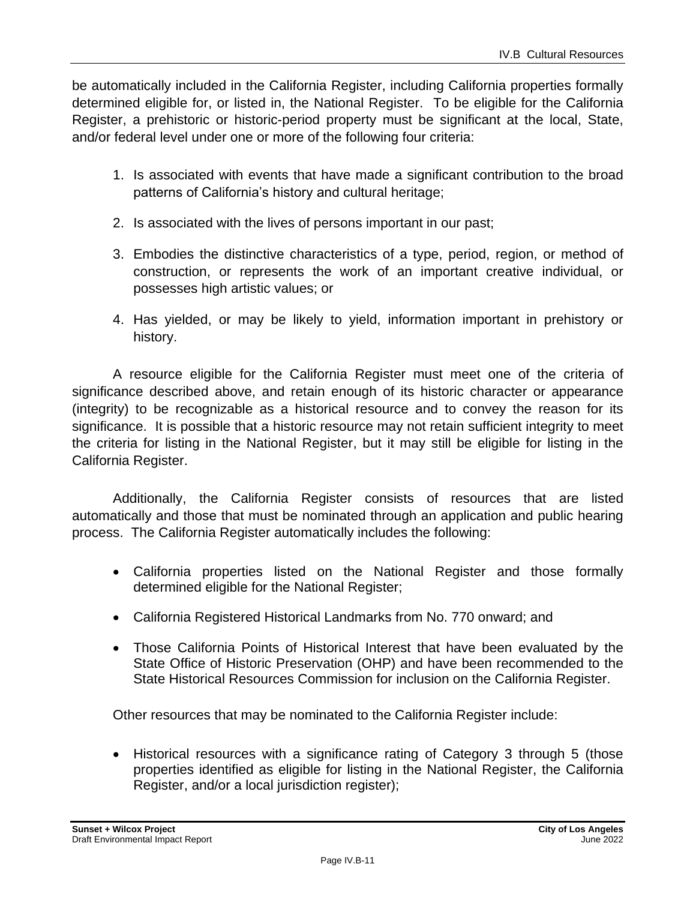be automatically included in the California Register, including California properties formally determined eligible for, or listed in, the National Register. To be eligible for the California Register, a prehistoric or historic-period property must be significant at the local, State, and/or federal level under one or more of the following four criteria:

1. Is associated with events that have made a significant contribution to the broad patterns of California's history and cultural heritage;
2. Is associated with the lives of persons important in our past;
3. Embodies the distinctive characteristics of a type, period, region, or method of construction, or represents the work of an important creative individual, or possesses high artistic values; or
4. Has yielded, or may be likely to yield, information important in prehistory or history.

A resource eligible for the California Register must meet one of the criteria of significance described above, and retain enough of its historic character or appearance (integrity) to be recognizable as a historical resource and to convey the reason for its significance. It is possible that a historic resource may not retain sufficient integrity to meet the criteria for listing in the National Register, but it may still be eligible for listing in the California Register.

Additionally, the California Register consists of resources that are listed automatically and those that must be nominated through an application and public hearing process. The California Register automatically includes the following:

- California properties listed on the National Register and those formally determined eligible for the National Register;
- California Registered Historical Landmarks from No. 770 onward; and
- Those California Points of Historical Interest that have been evaluated by the State Office of Historic Preservation (OHP) and have been recommended to the State Historical Resources Commission for inclusion on the California Register.

Other resources that may be nominated to the California Register include:

- Historical resources with a significance rating of Category 3 through 5 (those properties identified as eligible for listing in the National Register, the California Register, and/or a local jurisdiction register);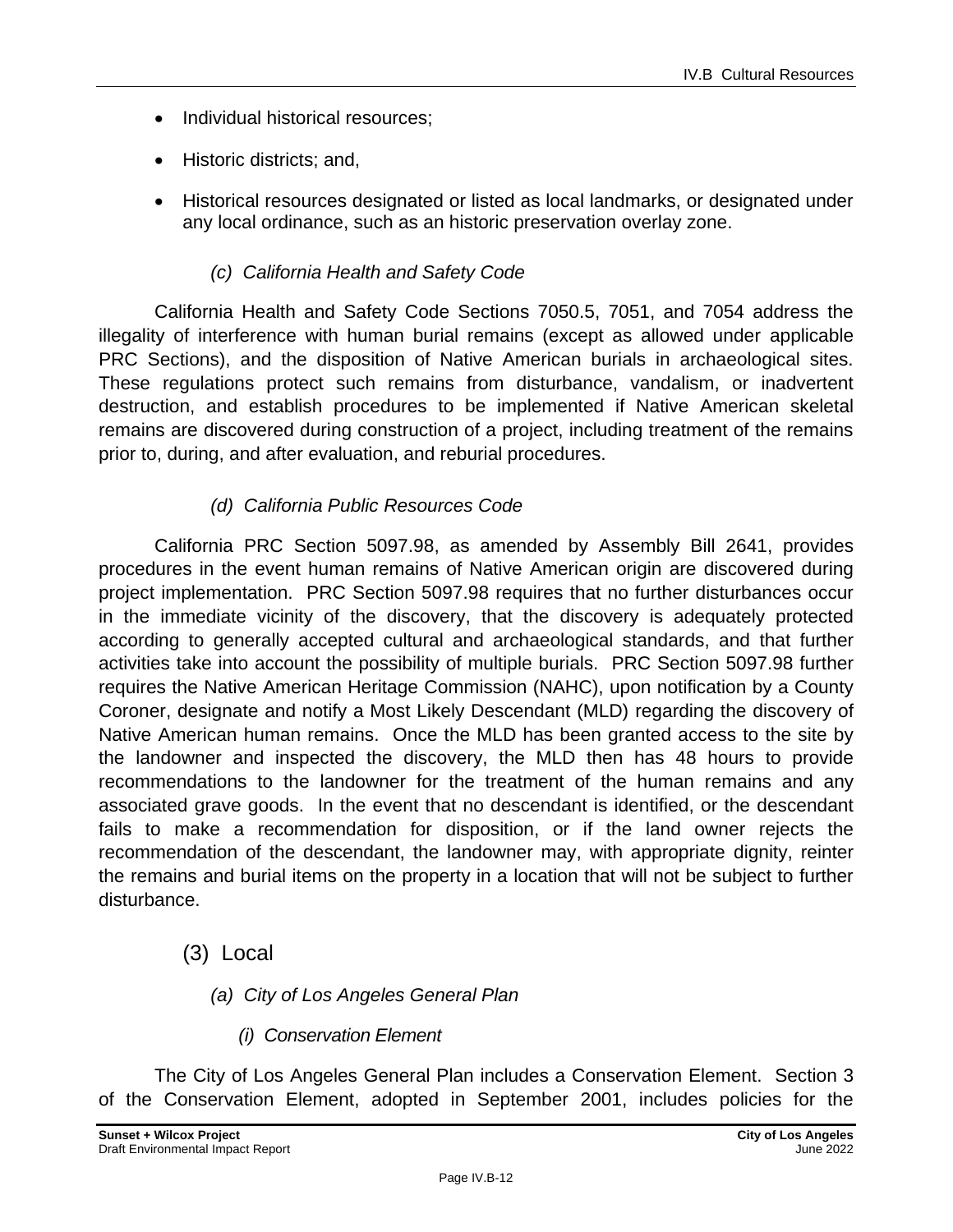- Individual historical resources;
- Historic districts; and,
- Historical resources designated or listed as local landmarks, or designated under any local ordinance, such as an historic preservation overlay zone.

#### *(c) California Health and Safety Code*

California Health and Safety Code Sections 7050.5, 7051, and 7054 address the illegality of interference with human burial remains (except as allowed under applicable PRC Sections), and the disposition of Native American burials in archaeological sites. These regulations protect such remains from disturbance, vandalism, or inadvertent destruction, and establish procedures to be implemented if Native American skeletal remains are discovered during construction of a project, including treatment of the remains prior to, during, and after evaluation, and reburial procedures.

#### *(d) California Public Resources Code*

California PRC Section 5097.98, as amended by Assembly Bill 2641, provides procedures in the event human remains of Native American origin are discovered during project implementation. PRC Section 5097.98 requires that no further disturbances occur in the immediate vicinity of the discovery, that the discovery is adequately protected according to generally accepted cultural and archaeological standards, and that further activities take into account the possibility of multiple burials. PRC Section 5097.98 further requires the Native American Heritage Commission (NAHC), upon notification by a County Coroner, designate and notify a Most Likely Descendant (MLD) regarding the discovery of Native American human remains. Once the MLD has been granted access to the site by the landowner and inspected the discovery, the MLD then has 48 hours to provide recommendations to the landowner for the treatment of the human remains and any associated grave goods. In the event that no descendant is identified, or the descendant fails to make a recommendation for disposition, or if the land owner rejects the recommendation of the descendant, the landowner may, with appropriate dignity, reinter the remains and burial items on the property in a location that will not be subject to further disturbance.

### (3) Local

#### *(a) City of Los Angeles General Plan*

##### *(i) Conservation Element*

The City of Los Angeles General Plan includes a Conservation Element. Section 3 of the Conservation Element, adopted in September 2001, includes policies for the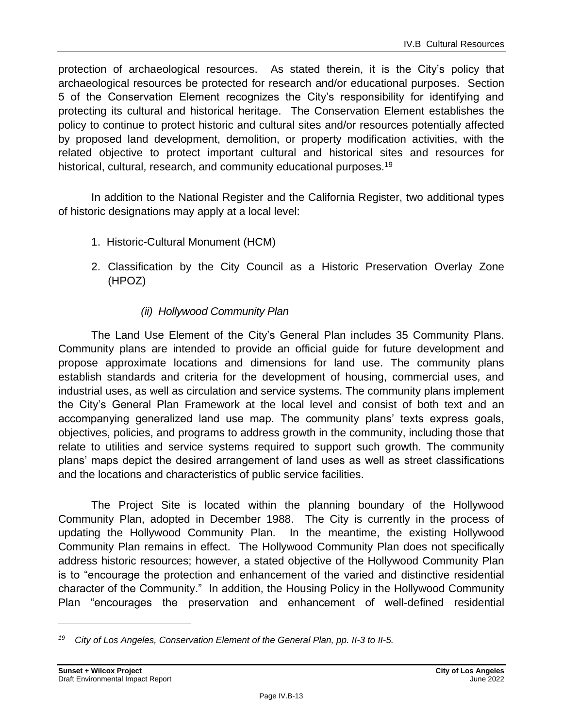protection of archaeological resources. As stated therein, it is the City's policy that archaeological resources be protected for research and/or educational purposes. Section 5 of the Conservation Element recognizes the City's responsibility for identifying and protecting its cultural and historical heritage. The Conservation Element establishes the policy to continue to protect historic and cultural sites and/or resources potentially affected by proposed land development, demolition, or property modification activities, with the related objective to protect important cultural and historical sites and resources for historical, cultural, research, and community educational purposes.[19]

In addition to the National Register and the California Register, two additional types of historic designations may apply at a local level:

1. Historic-Cultural Monument (HCM)
2. Classification by the City Council as a Historic Preservation Overlay Zone (HPOZ)

*(ii) Hollywood Community Plan*

The Land Use Element of the City's General Plan includes 35 Community Plans. Community plans are intended to provide an official guide for future development and propose approximate locations and dimensions for land use. The community plans establish standards and criteria for the development of housing, commercial uses, and industrial uses, as well as circulation and service systems. The community plans implement the City's General Plan Framework at the local level and consist of both text and an accompanying generalized land use map. The community plans' texts express goals, objectives, policies, and programs to address growth in the community, including those that relate to utilities and service systems required to support such growth. The community plans' maps depict the desired arrangement of land uses as well as street classifications and the locations and characteristics of public service facilities.

The Project Site is located within the planning boundary of the Hollywood Community Plan, adopted in December 1988. The City is currently in the process of updating the Hollywood Community Plan. In the meantime, the existing Hollywood Community Plan remains in effect. The Hollywood Community Plan does not specifically address historic resources; however, a stated objective of the Hollywood Community Plan is to "encourage the protection and enhancement of the varied and distinctive residential character of the Community." In addition, the Housing Policy in the Hollywood Community Plan "encourages the preservation and enhancement of well-defined residential

---

[19] *City of Los Angeles, Conservation Element of the General Plan, pp. II-3 to II-5.*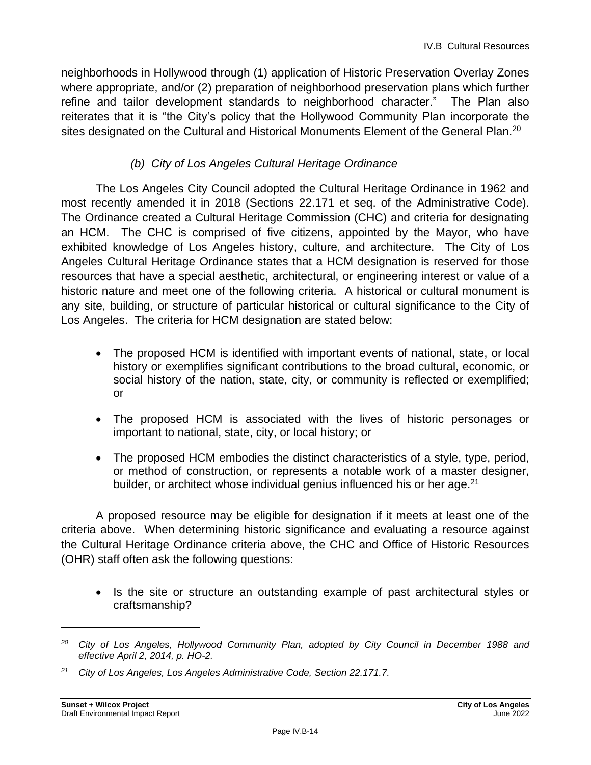neighborhoods in Hollywood through (1) application of Historic Preservation Overlay Zones where appropriate, and/or (2) preparation of neighborhood preservation plans which further refine and tailor development standards to neighborhood character." The Plan also reiterates that it is "the City's policy that the Hollywood Community Plan incorporate the sites designated on the Cultural and Historical Monuments Element of the General Plan.[20]

#### *(b) City of Los Angeles Cultural Heritage Ordinance*

The Los Angeles City Council adopted the Cultural Heritage Ordinance in 1962 and most recently amended it in 2018 (Sections 22.171 et seq. of the Administrative Code). The Ordinance created a Cultural Heritage Commission (CHC) and criteria for designating an HCM. The CHC is comprised of five citizens, appointed by the Mayor, who have exhibited knowledge of Los Angeles history, culture, and architecture. The City of Los Angeles Cultural Heritage Ordinance states that a HCM designation is reserved for those resources that have a special aesthetic, architectural, or engineering interest or value of a historic nature and meet one of the following criteria. A historical or cultural monument is any site, building, or structure of particular historical or cultural significance to the City of Los Angeles. The criteria for HCM designation are stated below:

- The proposed HCM is identified with important events of national, state, or local history or exemplifies significant contributions to the broad cultural, economic, or social history of the nation, state, city, or community is reflected or exemplified; or
- The proposed HCM is associated with the lives of historic personages or important to national, state, city, or local history; or
- The proposed HCM embodies the distinct characteristics of a style, type, period, or method of construction, or represents a notable work of a master designer, builder, or architect whose individual genius influenced his or her age.[21]

A proposed resource may be eligible for designation if it meets at least one of the criteria above. When determining historic significance and evaluating a resource against the Cultural Heritage Ordinance criteria above, the CHC and Office of Historic Resources (OHR) staff often ask the following questions:

- Is the site or structure an outstanding example of past architectural styles or craftsmanship?

---

[20] *City of Los Angeles, Hollywood Community Plan, adopted by City Council in December 1988 and effective April 2, 2014, p. HO-2.*

[21] *City of Los Angeles, Los Angeles Administrative Code, Section 22.171.7.*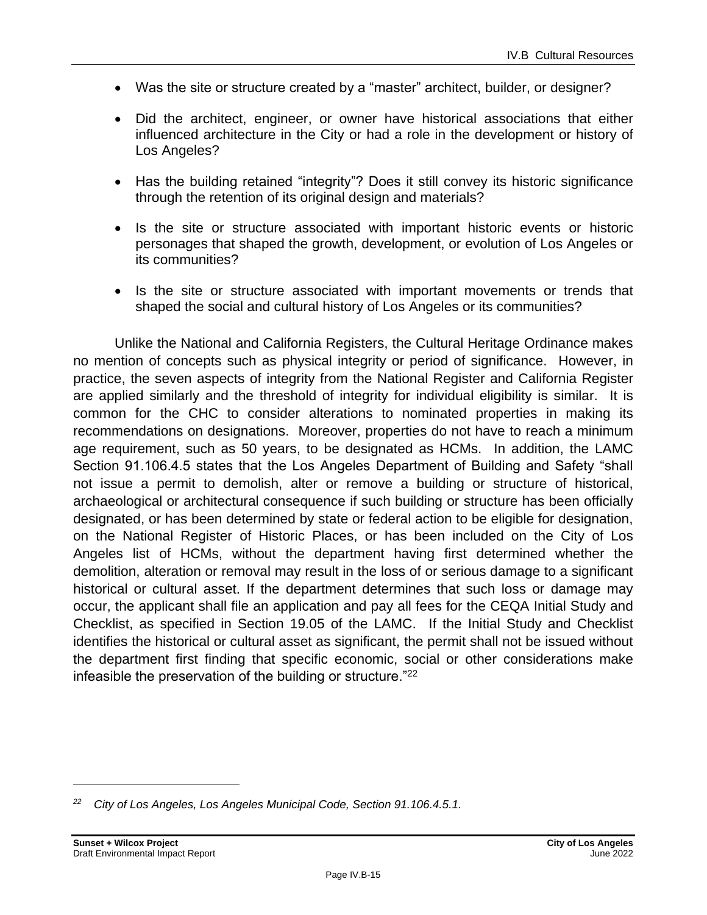- Was the site or structure created by a "master" architect, builder, or designer?
- Did the architect, engineer, or owner have historical associations that either influenced architecture in the City or had a role in the development or history of Los Angeles?
- Has the building retained "integrity"? Does it still convey its historic significance through the retention of its original design and materials?
- Is the site or structure associated with important historic events or historic personages that shaped the growth, development, or evolution of Los Angeles or its communities?
- Is the site or structure associated with important movements or trends that shaped the social and cultural history of Los Angeles or its communities?

Unlike the National and California Registers, the Cultural Heritage Ordinance makes no mention of concepts such as physical integrity or period of significance. However, in practice, the seven aspects of integrity from the National Register and California Register are applied similarly and the threshold of integrity for individual eligibility is similar. It is common for the CHC to consider alterations to nominated properties in making its recommendations on designations. Moreover, properties do not have to reach a minimum age requirement, such as 50 years, to be designated as HCMs. In addition, the LAMC Section 91.106.4.5 states that the Los Angeles Department of Building and Safety "shall not issue a permit to demolish, alter or remove a building or structure of historical, archaeological or architectural consequence if such building or structure has been officially designated, or has been determined by state or federal action to be eligible for designation, on the National Register of Historic Places, or has been included on the City of Los Angeles list of HCMs, without the department having first determined whether the demolition, alteration or removal may result in the loss of or serious damage to a significant historical or cultural asset. If the department determines that such loss or damage may occur, the applicant shall file an application and pay all fees for the CEQA Initial Study and Checklist, as specified in Section 19.05 of the LAMC. If the Initial Study and Checklist identifies the historical or cultural asset as significant, the permit shall not be issued without the department first finding that specific economic, social or other considerations make infeasible the preservation of the building or structure."[22]

---

[22] *City of Los Angeles, Los Angeles Municipal Code, Section 91.106.4.5.1.*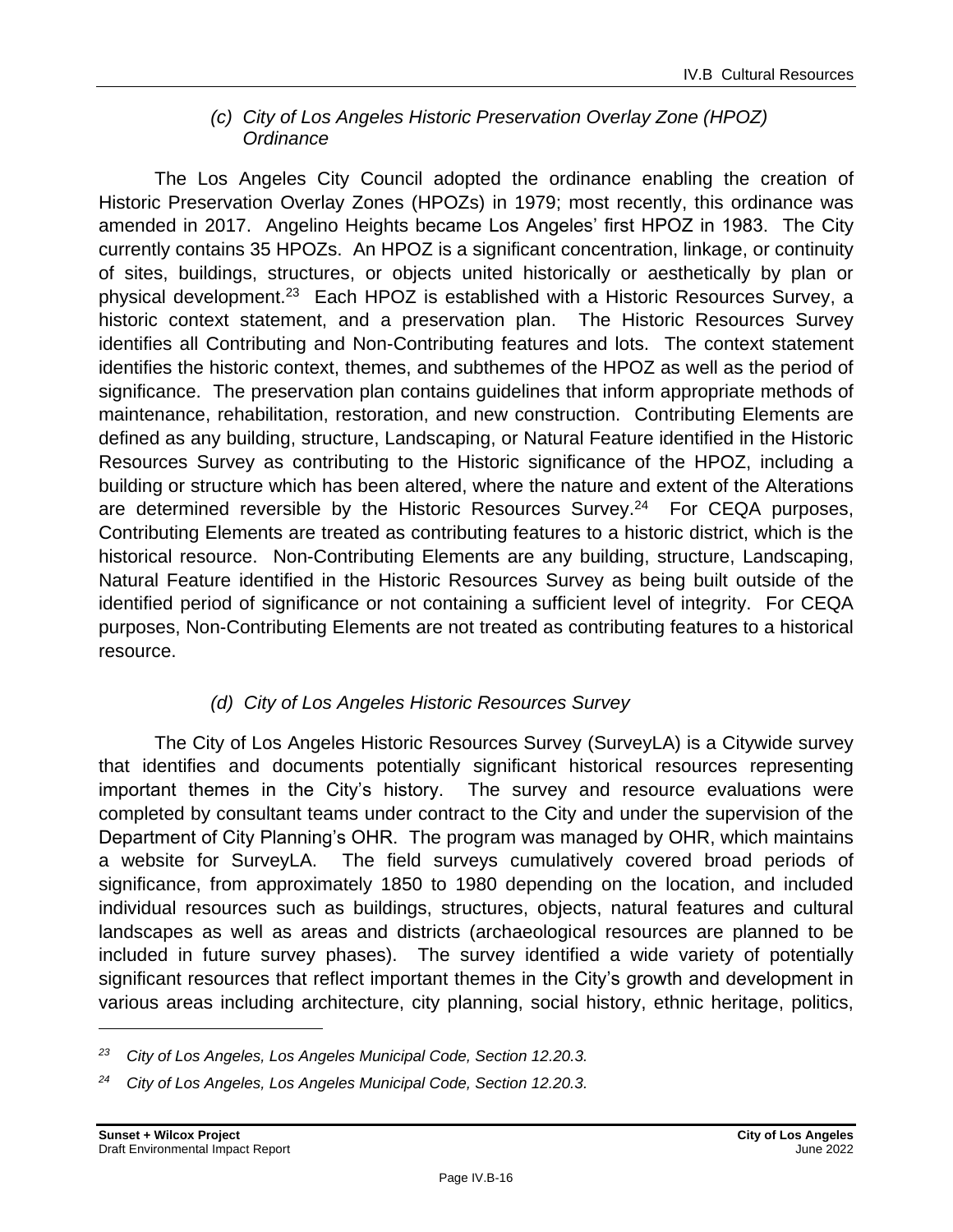#### *(c) City of Los Angeles Historic Preservation Overlay Zone (HPOZ) Ordinance*

The Los Angeles City Council adopted the ordinance enabling the creation of Historic Preservation Overlay Zones (HPOZs) in 1979; most recently, this ordinance was amended in 2017. Angelino Heights became Los Angeles' first HPOZ in 1983. The City currently contains 35 HPOZs. An HPOZ is a significant concentration, linkage, or continuity of sites, buildings, structures, or objects united historically or aesthetically by plan or physical development.[23] Each HPOZ is established with a Historic Resources Survey, a historic context statement, and a preservation plan. The Historic Resources Survey identifies all Contributing and Non-Contributing features and lots. The context statement identifies the historic context, themes, and subthemes of the HPOZ as well as the period of significance. The preservation plan contains guidelines that inform appropriate methods of maintenance, rehabilitation, restoration, and new construction. Contributing Elements are defined as any building, structure, Landscaping, or Natural Feature identified in the Historic Resources Survey as contributing to the Historic significance of the HPOZ, including a building or structure which has been altered, where the nature and extent of the Alterations are determined reversible by the Historic Resources Survey.[24] For CEQA purposes, Contributing Elements are treated as contributing features to a historic district, which is the historical resource. Non-Contributing Elements are any building, structure, Landscaping, Natural Feature identified in the Historic Resources Survey as being built outside of the identified period of significance or not containing a sufficient level of integrity. For CEQA purposes, Non-Contributing Elements are not treated as contributing features to a historical resource.

#### *(d) City of Los Angeles Historic Resources Survey*

The City of Los Angeles Historic Resources Survey (SurveyLA) is a Citywide survey that identifies and documents potentially significant historical resources representing important themes in the City's history. The survey and resource evaluations were completed by consultant teams under contract to the City and under the supervision of the Department of City Planning's OHR. The program was managed by OHR, which maintains a website for SurveyLA. The field surveys cumulatively covered broad periods of significance, from approximately 1850 to 1980 depending on the location, and included individual resources such as buildings, structures, objects, natural features and cultural landscapes as well as areas and districts (archaeological resources are planned to be included in future survey phases). The survey identified a wide variety of potentially significant resources that reflect important themes in the City's growth and development in various areas including architecture, city planning, social history, ethnic heritage, politics,

---

*[23] City of Los Angeles, Los Angeles Municipal Code, Section 12.20.3.*

*[24] City of Los Angeles, Los Angeles Municipal Code, Section 12.20.3.*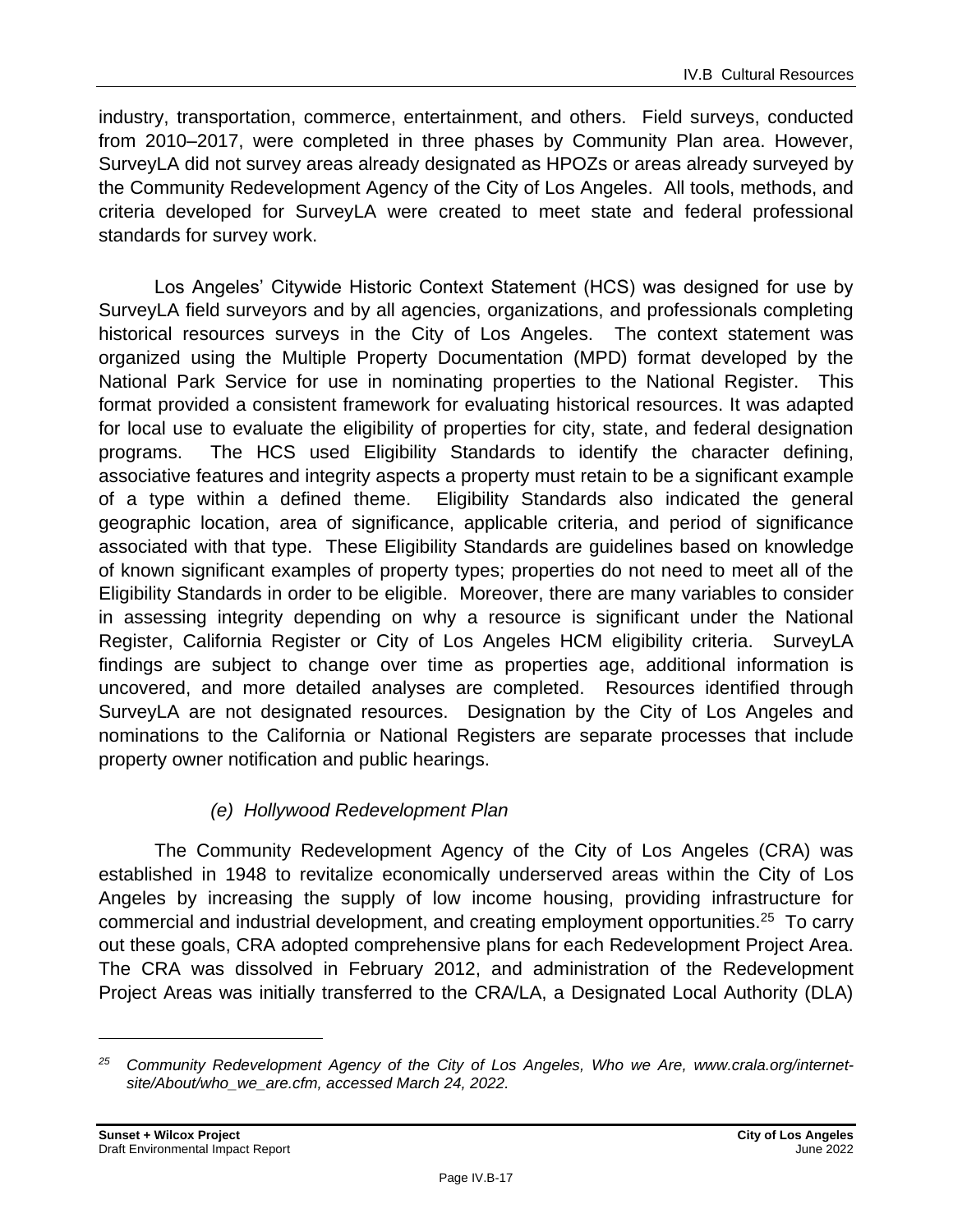industry, transportation, commerce, entertainment, and others. Field surveys, conducted from 2010–2017, were completed in three phases by Community Plan area. However, SurveyLA did not survey areas already designated as HPOZs or areas already surveyed by the Community Redevelopment Agency of the City of Los Angeles. All tools, methods, and criteria developed for SurveyLA were created to meet state and federal professional standards for survey work.

Los Angeles' Citywide Historic Context Statement (HCS) was designed for use by SurveyLA field surveyors and by all agencies, organizations, and professionals completing historical resources surveys in the City of Los Angeles. The context statement was organized using the Multiple Property Documentation (MPD) format developed by the National Park Service for use in nominating properties to the National Register. This format provided a consistent framework for evaluating historical resources. It was adapted for local use to evaluate the eligibility of properties for city, state, and federal designation programs. The HCS used Eligibility Standards to identify the character defining, associative features and integrity aspects a property must retain to be a significant example of a type within a defined theme. Eligibility Standards also indicated the general geographic location, area of significance, applicable criteria, and period of significance associated with that type. These Eligibility Standards are guidelines based on knowledge of known significant examples of property types; properties do not need to meet all of the Eligibility Standards in order to be eligible. Moreover, there are many variables to consider in assessing integrity depending on why a resource is significant under the National Register, California Register or City of Los Angeles HCM eligibility criteria. SurveyLA findings are subject to change over time as properties age, additional information is uncovered, and more detailed analyses are completed. Resources identified through SurveyLA are not designated resources. Designation by the City of Los Angeles and nominations to the California or National Registers are separate processes that include property owner notification and public hearings.

*(e) Hollywood Redevelopment Plan*

The Community Redevelopment Agency of the City of Los Angeles (CRA) was established in 1948 to revitalize economically underserved areas within the City of Los Angeles by increasing the supply of low income housing, providing infrastructure for commercial and industrial development, and creating employment opportunities.[25] To carry out these goals, CRA adopted comprehensive plans for each Redevelopment Project Area. The CRA was dissolved in February 2012, and administration of the Redevelopment Project Areas was initially transferred to the CRA/LA, a Designated Local Authority (DLA)

---

[25] *Community Redevelopment Agency of the City of Los Angeles, Who we Are, www.crala.org/internet-site/About/who_we_are.cfm, accessed March 24, 2022.*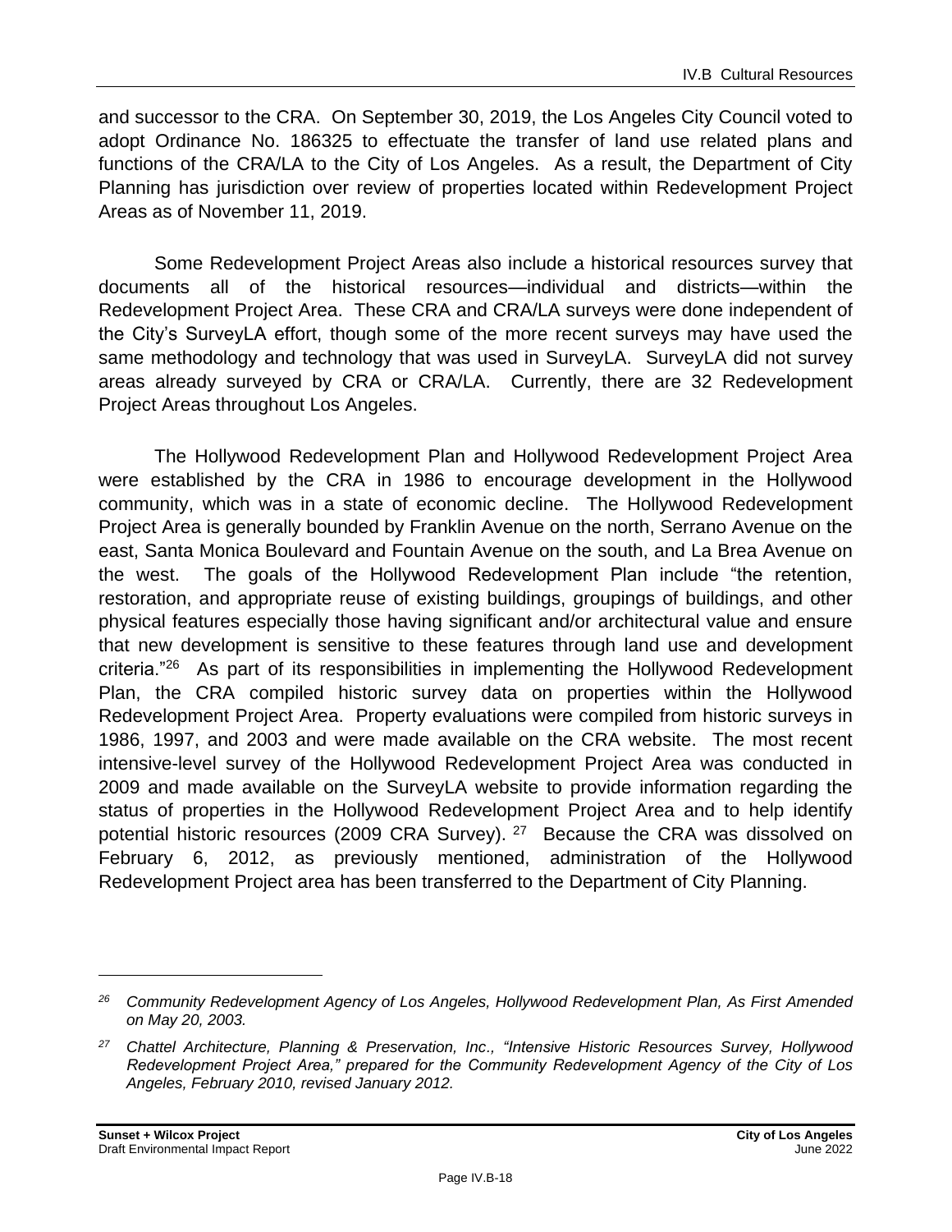and successor to the CRA. On September 30, 2019, the Los Angeles City Council voted to adopt Ordinance No. 186325 to effectuate the transfer of land use related plans and functions of the CRA/LA to the City of Los Angeles. As a result, the Department of City Planning has jurisdiction over review of properties located within Redevelopment Project Areas as of November 11, 2019.

Some Redevelopment Project Areas also include a historical resources survey that documents all of the historical resources—individual and districts—within the Redevelopment Project Area. These CRA and CRA/LA surveys were done independent of the City's SurveyLA effort, though some of the more recent surveys may have used the same methodology and technology that was used in SurveyLA. SurveyLA did not survey areas already surveyed by CRA or CRA/LA. Currently, there are 32 Redevelopment Project Areas throughout Los Angeles.

The Hollywood Redevelopment Plan and Hollywood Redevelopment Project Area were established by the CRA in 1986 to encourage development in the Hollywood community, which was in a state of economic decline. The Hollywood Redevelopment Project Area is generally bounded by Franklin Avenue on the north, Serrano Avenue on the east, Santa Monica Boulevard and Fountain Avenue on the south, and La Brea Avenue on the west. The goals of the Hollywood Redevelopment Plan include "the retention, restoration, and appropriate reuse of existing buildings, groupings of buildings, and other physical features especially those having significant and/or architectural value and ensure that new development is sensitive to these features through land use and development criteria."[26] As part of its responsibilities in implementing the Hollywood Redevelopment Plan, the CRA compiled historic survey data on properties within the Hollywood Redevelopment Project Area. Property evaluations were compiled from historic surveys in 1986, 1997, and 2003 and were made available on the CRA website. The most recent intensive-level survey of the Hollywood Redevelopment Project Area was conducted in 2009 and made available on the SurveyLA website to provide information regarding the status of properties in the Hollywood Redevelopment Project Area and to help identify potential historic resources (2009 CRA Survey).[27] Because the CRA was dissolved on February 6, 2012, as previously mentioned, administration of the Hollywood Redevelopment Project area has been transferred to the Department of City Planning.

---

[26] *Community Redevelopment Agency of Los Angeles, Hollywood Redevelopment Plan, As First Amended on May 20, 2003.*

[27] *Chattel Architecture, Planning & Preservation, Inc., "Intensive Historic Resources Survey, Hollywood Redevelopment Project Area," prepared for the Community Redevelopment Agency of the City of Los Angeles, February 2010, revised January 2012.*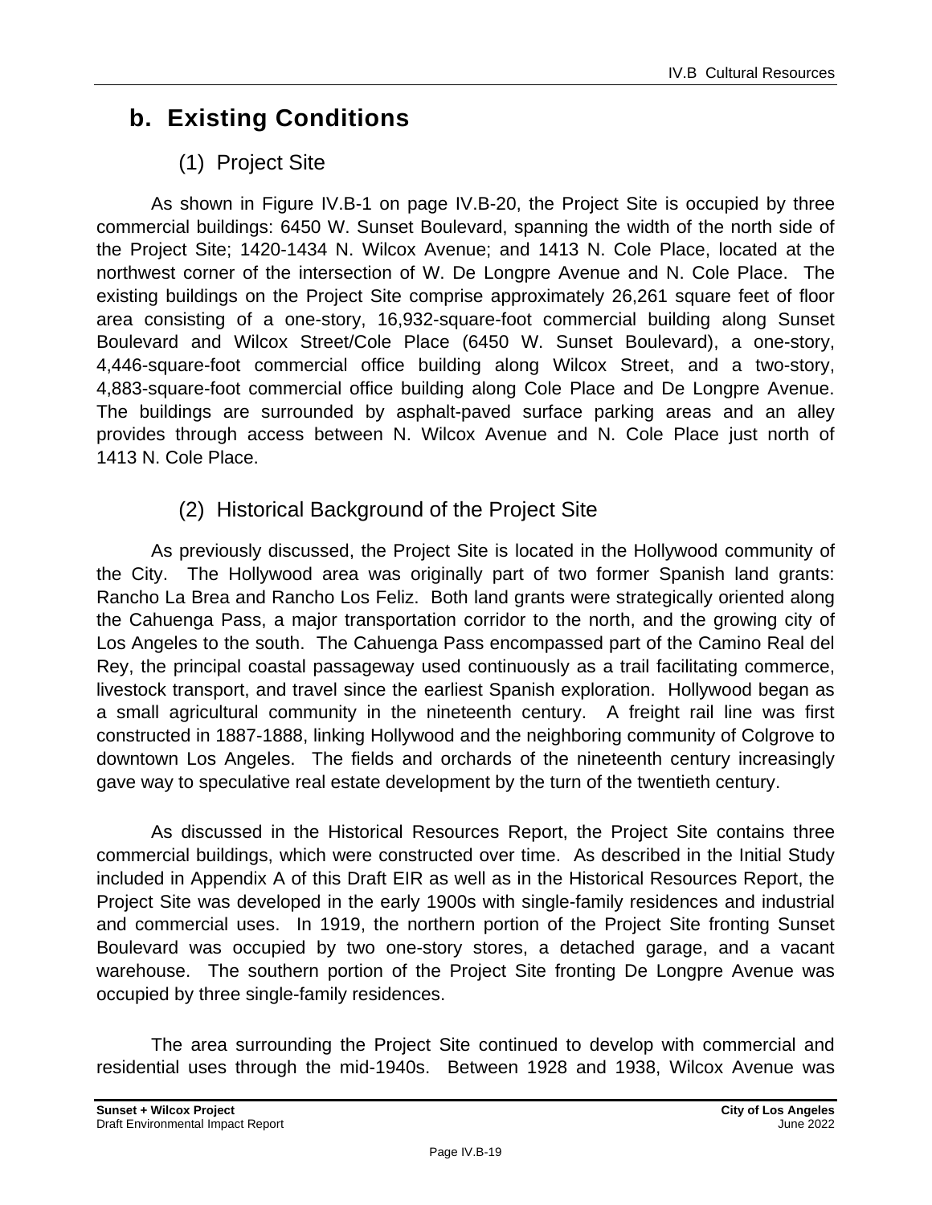## b. Existing Conditions

### (1) Project Site

As shown in Figure IV.B-1 on page IV.B-20, the Project Site is occupied by three commercial buildings: 6450 W. Sunset Boulevard, spanning the width of the north side of the Project Site; 1420-1434 N. Wilcox Avenue; and 1413 N. Cole Place, located at the northwest corner of the intersection of W. De Longpre Avenue and N. Cole Place. The existing buildings on the Project Site comprise approximately 26,261 square feet of floor area consisting of a one-story, 16,932-square-foot commercial building along Sunset Boulevard and Wilcox Street/Cole Place (6450 W. Sunset Boulevard), a one-story, 4,446-square-foot commercial office building along Wilcox Street, and a two-story, 4,883-square-foot commercial office building along Cole Place and De Longpre Avenue. The buildings are surrounded by asphalt-paved surface parking areas and an alley provides through access between N. Wilcox Avenue and N. Cole Place just north of 1413 N. Cole Place.

### (2) Historical Background of the Project Site

As previously discussed, the Project Site is located in the Hollywood community of the City. The Hollywood area was originally part of two former Spanish land grants: Rancho La Brea and Rancho Los Feliz. Both land grants were strategically oriented along the Cahuenga Pass, a major transportation corridor to the north, and the growing city of Los Angeles to the south. The Cahuenga Pass encompassed part of the Camino Real del Rey, the principal coastal passageway used continuously as a trail facilitating commerce, livestock transport, and travel since the earliest Spanish exploration. Hollywood began as a small agricultural community in the nineteenth century. A freight rail line was first constructed in 1887-1888, linking Hollywood and the neighboring community of Colgrove to downtown Los Angeles. The fields and orchards of the nineteenth century increasingly gave way to speculative real estate development by the turn of the twentieth century.

As discussed in the Historical Resources Report, the Project Site contains three commercial buildings, which were constructed over time. As described in the Initial Study included in Appendix A of this Draft EIR as well as in the Historical Resources Report, the Project Site was developed in the early 1900s with single-family residences and industrial and commercial uses. In 1919, the northern portion of the Project Site fronting Sunset Boulevard was occupied by two one-story stores, a detached garage, and a vacant warehouse. The southern portion of the Project Site fronting De Longpre Avenue was occupied by three single-family residences.

The area surrounding the Project Site continued to develop with commercial and residential uses through the mid-1940s. Between 1928 and 1938, Wilcox Avenue was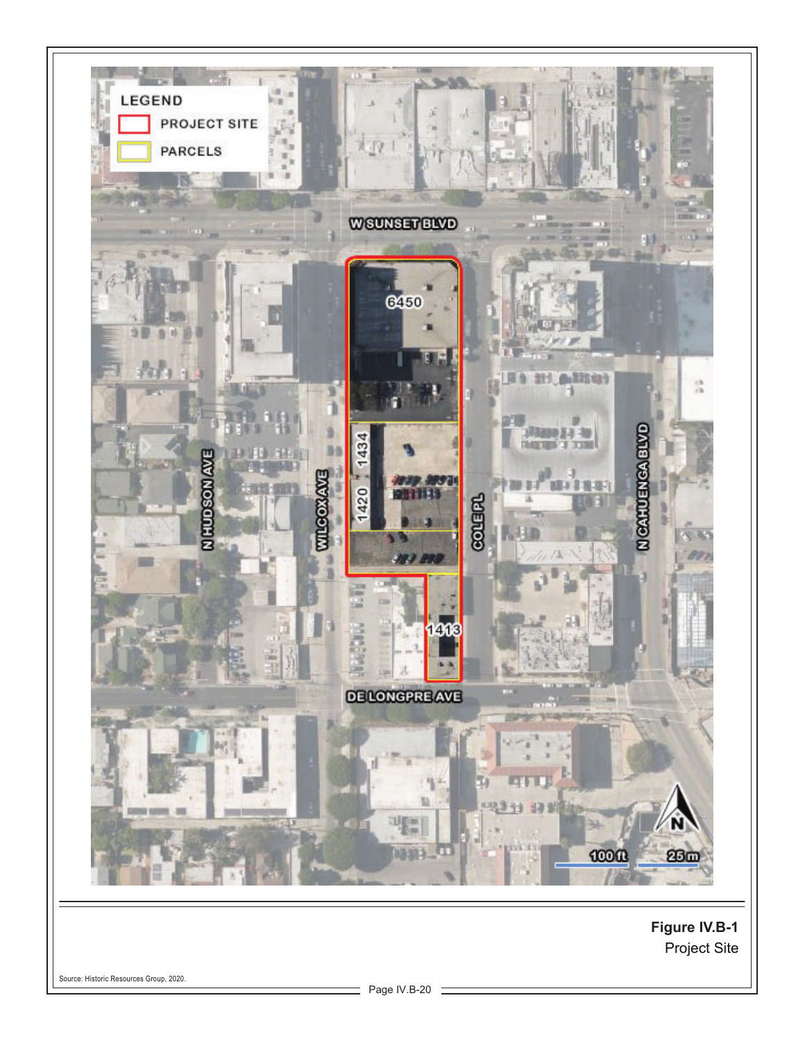LEGEND

PROJECT SITE

PARCELS

W SUNSET BLVD

6450

1434

1420

1413

N HUDSON AVE

WILCOX AVE

COLE PL

N CAHUENGA BLVD

DE LONGPRE AVE

100 ft

25 m

**Figure IV.B-1**

Project Site

Source: Historic Resources Group, 2020.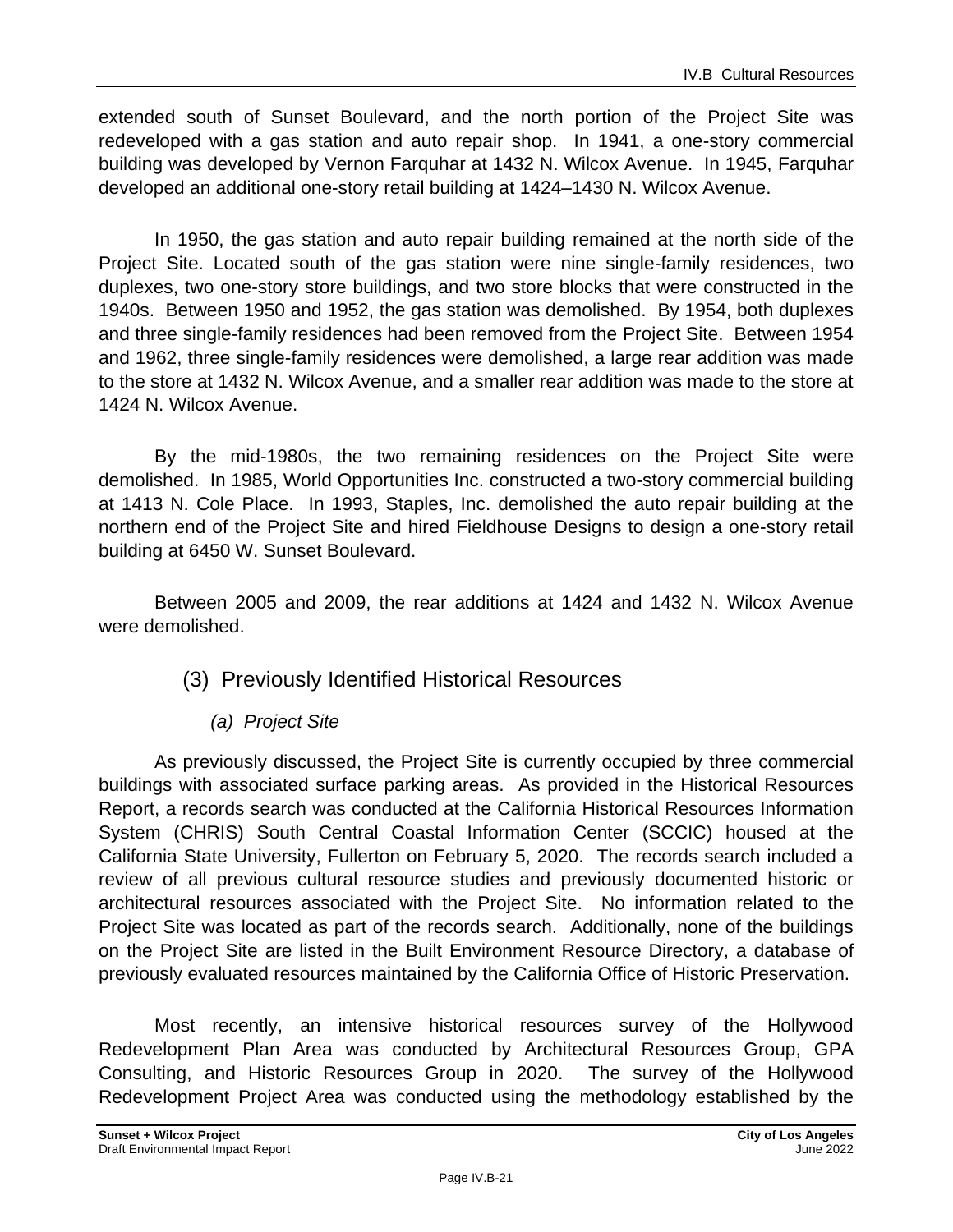extended south of Sunset Boulevard, and the north portion of the Project Site was redeveloped with a gas station and auto repair shop. In 1941, a one-story commercial building was developed by Vernon Farquhar at 1432 N. Wilcox Avenue. In 1945, Farquhar developed an additional one-story retail building at 1424–1430 N. Wilcox Avenue.

In 1950, the gas station and auto repair building remained at the north side of the Project Site. Located south of the gas station were nine single-family residences, two duplexes, two one-story store buildings, and two store blocks that were constructed in the 1940s. Between 1950 and 1952, the gas station was demolished. By 1954, both duplexes and three single-family residences had been removed from the Project Site. Between 1954 and 1962, three single-family residences were demolished, a large rear addition was made to the store at 1432 N. Wilcox Avenue, and a smaller rear addition was made to the store at 1424 N. Wilcox Avenue.

By the mid-1980s, the two remaining residences on the Project Site were demolished. In 1985, World Opportunities Inc. constructed a two-story commercial building at 1413 N. Cole Place. In 1993, Staples, Inc. demolished the auto repair building at the northern end of the Project Site and hired Fieldhouse Designs to design a one-story retail building at 6450 W. Sunset Boulevard.

Between 2005 and 2009, the rear additions at 1424 and 1432 N. Wilcox Avenue were demolished.

### (3) Previously Identified Historical Resources

#### *(a) Project Site*

As previously discussed, the Project Site is currently occupied by three commercial buildings with associated surface parking areas. As provided in the Historical Resources Report, a records search was conducted at the California Historical Resources Information System (CHRIS) South Central Coastal Information Center (SCCIC) housed at the California State University, Fullerton on February 5, 2020. The records search included a review of all previous cultural resource studies and previously documented historic or architectural resources associated with the Project Site. No information related to the Project Site was located as part of the records search. Additionally, none of the buildings on the Project Site are listed in the Built Environment Resource Directory, a database of previously evaluated resources maintained by the California Office of Historic Preservation.

Most recently, an intensive historical resources survey of the Hollywood Redevelopment Plan Area was conducted by Architectural Resources Group, GPA Consulting, and Historic Resources Group in 2020. The survey of the Hollywood Redevelopment Project Area was conducted using the methodology established by the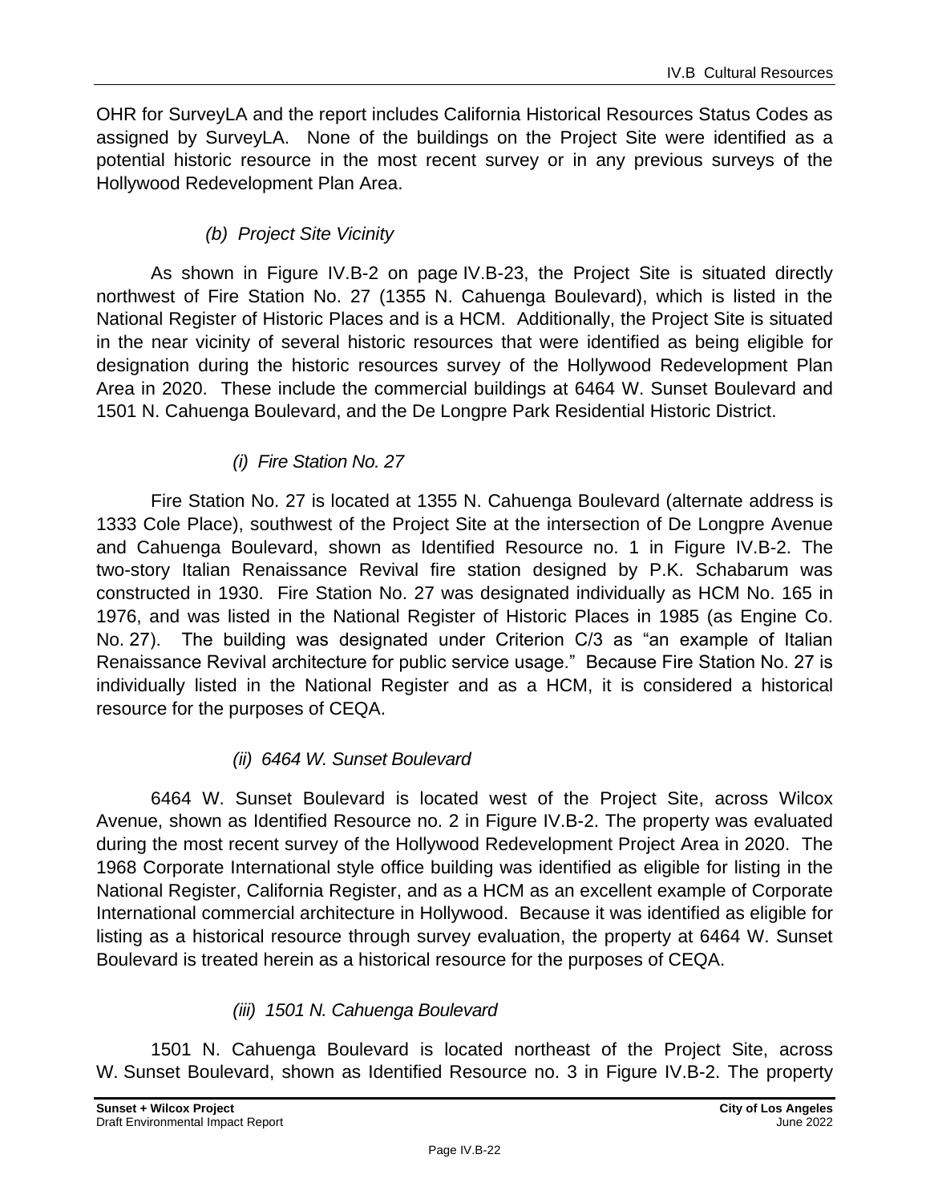OHR for SurveyLA and the report includes California Historical Resources Status Codes as assigned by SurveyLA. None of the buildings on the Project Site were identified as a potential historic resource in the most recent survey or in any previous surveys of the Hollywood Redevelopment Plan Area.

*(b) Project Site Vicinity*

As shown in Figure IV.B-2 on page IV.B-23, the Project Site is situated directly northwest of Fire Station No. 27 (1355 N. Cahuenga Boulevard), which is listed in the National Register of Historic Places and is a HCM. Additionally, the Project Site is situated in the near vicinity of several historic resources that were identified as being eligible for designation during the historic resources survey of the Hollywood Redevelopment Plan Area in 2020. These include the commercial buildings at 6464 W. Sunset Boulevard and 1501 N. Cahuenga Boulevard, and the De Longpre Park Residential Historic District.

*(i) Fire Station No. 27*

Fire Station No. 27 is located at 1355 N. Cahuenga Boulevard (alternate address is 1333 Cole Place), southwest of the Project Site at the intersection of De Longpre Avenue and Cahuenga Boulevard, shown as Identified Resource no. 1 in Figure IV.B-2. The two-story Italian Renaissance Revival fire station designed by P.K. Schabarum was constructed in 1930. Fire Station No. 27 was designated individually as HCM No. 165 in 1976, and was listed in the National Register of Historic Places in 1985 (as Engine Co. No. 27). The building was designated under Criterion C/3 as "an example of Italian Renaissance Revival architecture for public service usage." Because Fire Station No. 27 is individually listed in the National Register and as a HCM, it is considered a historical resource for the purposes of CEQA.

*(ii) 6464 W. Sunset Boulevard*

6464 W. Sunset Boulevard is located west of the Project Site, across Wilcox Avenue, shown as Identified Resource no. 2 in Figure IV.B-2. The property was evaluated during the most recent survey of the Hollywood Redevelopment Project Area in 2020. The 1968 Corporate International style office building was identified as eligible for listing in the National Register, California Register, and as a HCM as an excellent example of Corporate International commercial architecture in Hollywood. Because it was identified as eligible for listing as a historical resource through survey evaluation, the property at 6464 W. Sunset Boulevard is treated herein as a historical resource for the purposes of CEQA.

*(iii) 1501 N. Cahuenga Boulevard*

1501 N. Cahuenga Boulevard is located northeast of the Project Site, across W. Sunset Boulevard, shown as Identified Resource no. 3 in Figure IV.B-2. The property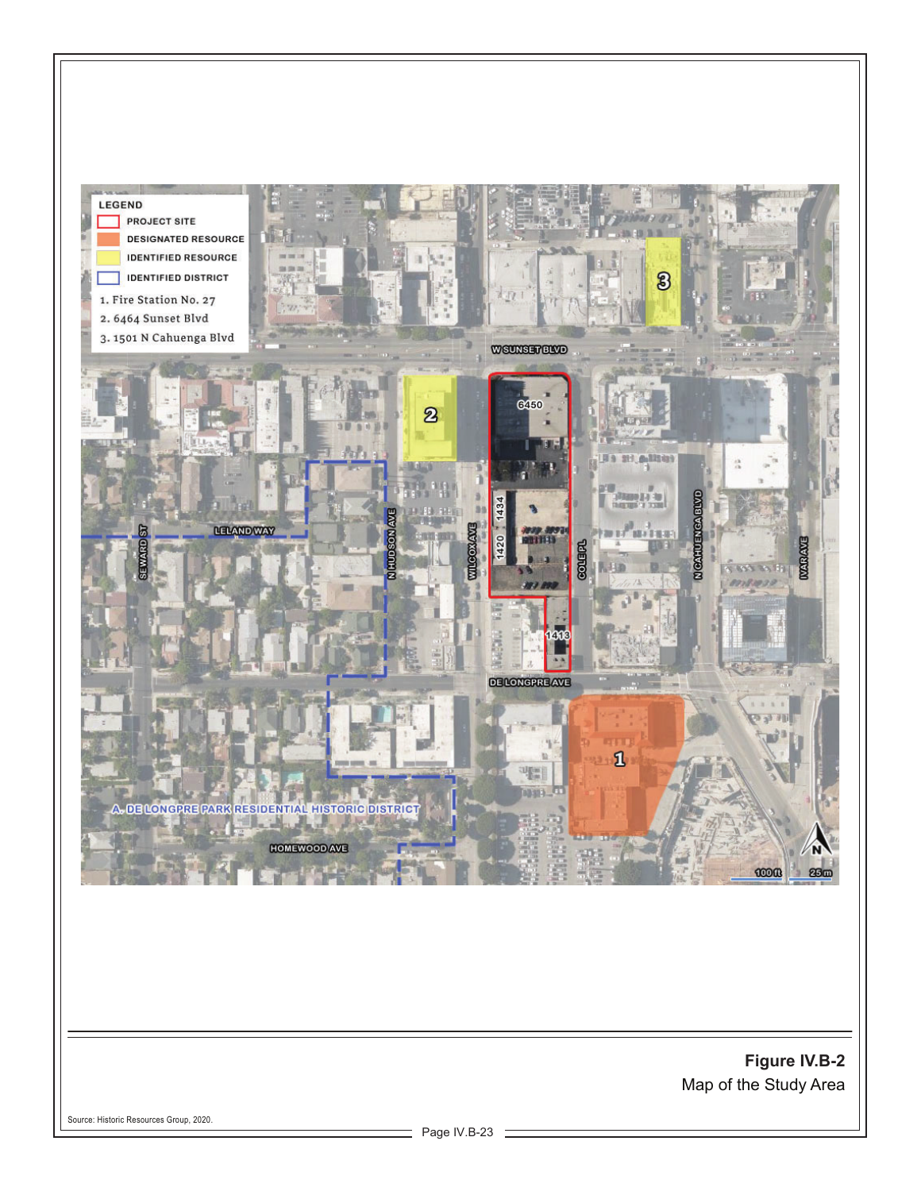LEGEND

- PROJECT SITE
- DESIGNATED RESOURCE
- IDENTIFIED RESOURCE
- IDENTIFIED DISTRICT

1. Fire Station No. 27
2. 6464 Sunset Blvd
3. 1501 N Cahuenga Blvd

W SUNSET BLVD

LELAND WAY

SEWARD ST

N HUDSON AVE

WILCOX AVE

COLE PL

N CAHUENGA BLVD

IVAR AVE

DE LONGPRE AVE

HOMEWOOD AVE

A. DE LONGPRE PARK RESIDENTIAL HISTORIC DISTRICT

6450

1434

1420

1413

100 ft 25 m

**Figure IV.B-2**

Map of the Study Area

Source: Historic Resources Group, 2020.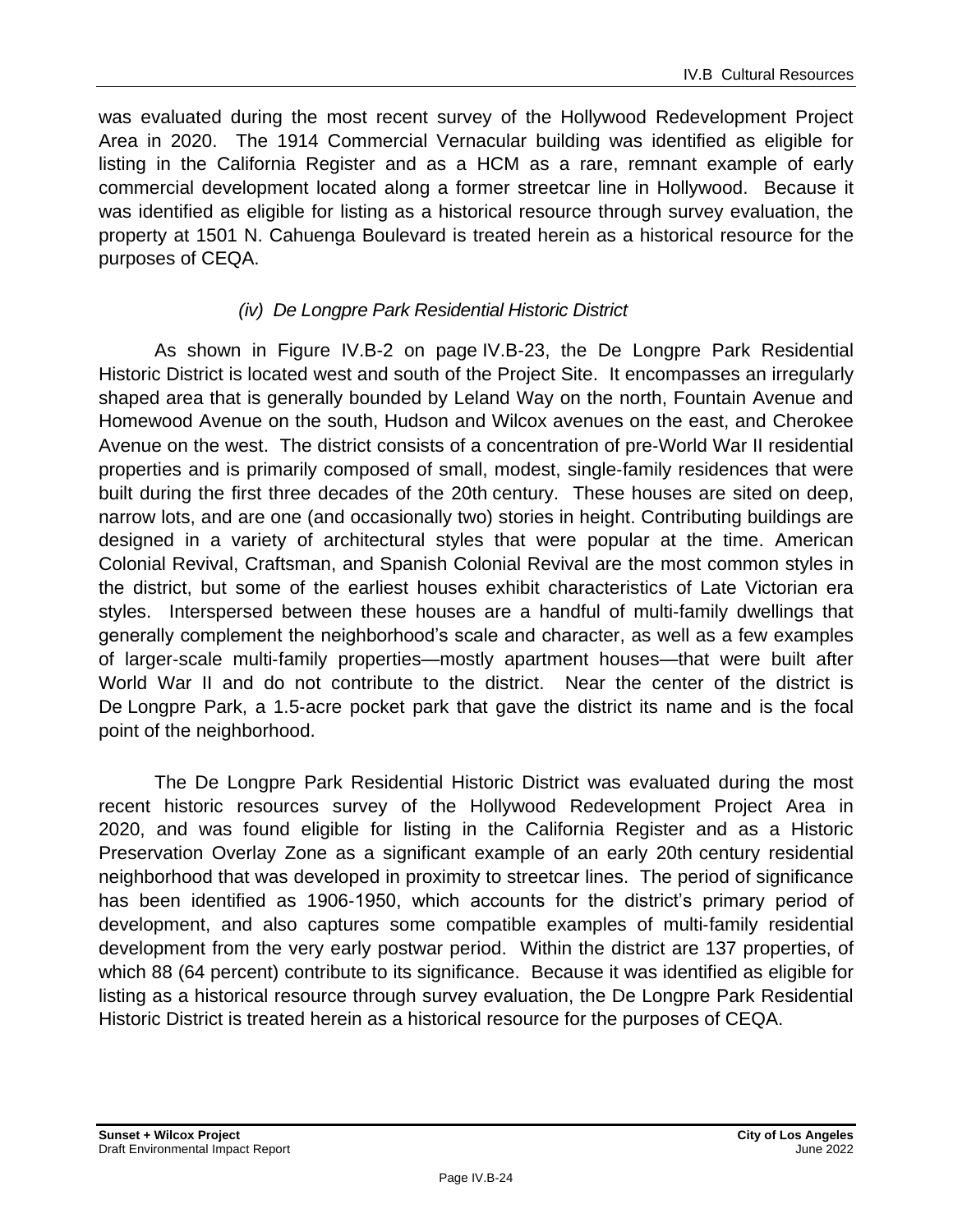was evaluated during the most recent survey of the Hollywood Redevelopment Project Area in 2020. The 1914 Commercial Vernacular building was identified as eligible for listing in the California Register and as a HCM as a rare, remnant example of early commercial development located along a former streetcar line in Hollywood. Because it was identified as eligible for listing as a historical resource through survey evaluation, the property at 1501 N. Cahuenga Boulevard is treated herein as a historical resource for the purposes of CEQA.

#### *(iv) De Longpre Park Residential Historic District*

As shown in Figure IV.B-2 on page IV.B-23, the De Longpre Park Residential Historic District is located west and south of the Project Site. It encompasses an irregularly shaped area that is generally bounded by Leland Way on the north, Fountain Avenue and Homewood Avenue on the south, Hudson and Wilcox avenues on the east, and Cherokee Avenue on the west. The district consists of a concentration of pre-World War II residential properties and is primarily composed of small, modest, single-family residences that were built during the first three decades of the 20th century. These houses are sited on deep, narrow lots, and are one (and occasionally two) stories in height. Contributing buildings are designed in a variety of architectural styles that were popular at the time. American Colonial Revival, Craftsman, and Spanish Colonial Revival are the most common styles in the district, but some of the earliest houses exhibit characteristics of Late Victorian era styles. Interspersed between these houses are a handful of multi-family dwellings that generally complement the neighborhood's scale and character, as well as a few examples of larger-scale multi-family properties—mostly apartment houses—that were built after World War II and do not contribute to the district. Near the center of the district is De Longpre Park, a 1.5-acre pocket park that gave the district its name and is the focal point of the neighborhood.

The De Longpre Park Residential Historic District was evaluated during the most recent historic resources survey of the Hollywood Redevelopment Project Area in 2020, and was found eligible for listing in the California Register and as a Historic Preservation Overlay Zone as a significant example of an early 20th century residential neighborhood that was developed in proximity to streetcar lines. The period of significance has been identified as 1906-1950, which accounts for the district's primary period of development, and also captures some compatible examples of multi-family residential development from the very early postwar period. Within the district are 137 properties, of which 88 (64 percent) contribute to its significance. Because it was identified as eligible for listing as a historical resource through survey evaluation, the De Longpre Park Residential Historic District is treated herein as a historical resource for the purposes of CEQA.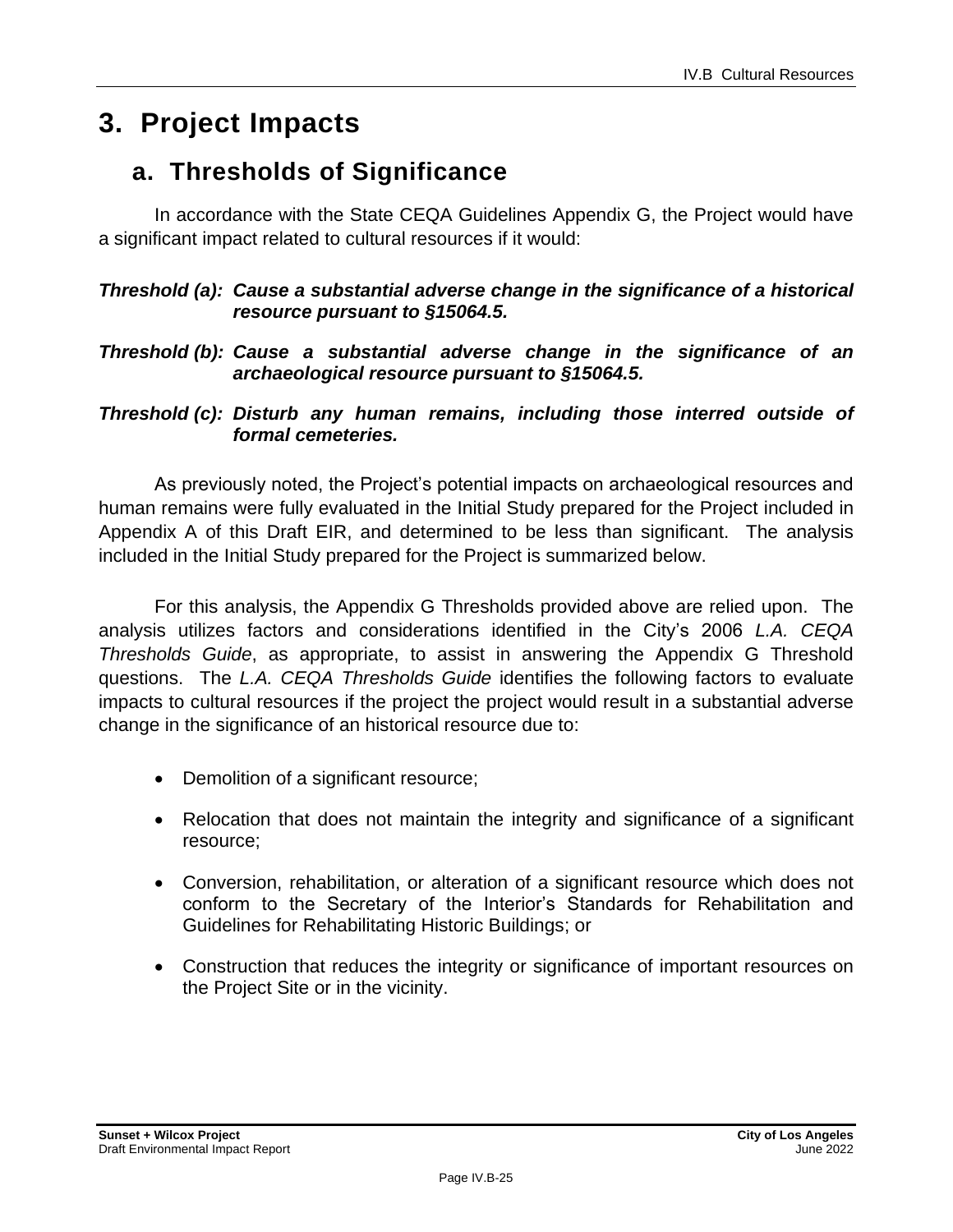# 3. Project Impacts

## a. Thresholds of Significance

In accordance with the State CEQA Guidelines Appendix G, the Project would have a significant impact related to cultural resources if it would:

***Threshold (a): Cause a substantial adverse change in the significance of a historical resource pursuant to §15064.5.***

***Threshold (b): Cause a substantial adverse change in the significance of an archaeological resource pursuant to §15064.5.***

***Threshold (c): Disturb any human remains, including those interred outside of formal cemeteries.***

As previously noted, the Project's potential impacts on archaeological resources and human remains were fully evaluated in the Initial Study prepared for the Project included in Appendix A of this Draft EIR, and determined to be less than significant. The analysis included in the Initial Study prepared for the Project is summarized below.

For this analysis, the Appendix G Thresholds provided above are relied upon. The analysis utilizes factors and considerations identified in the City's 2006 *L.A. CEQA Thresholds Guide*, as appropriate, to assist in answering the Appendix G Threshold questions. The *L.A. CEQA Thresholds Guide* identifies the following factors to evaluate impacts to cultural resources if the project the project would result in a substantial adverse change in the significance of an historical resource due to:

- Demolition of a significant resource;
- Relocation that does not maintain the integrity and significance of a significant resource;
- Conversion, rehabilitation, or alteration of a significant resource which does not conform to the Secretary of the Interior's Standards for Rehabilitation and Guidelines for Rehabilitating Historic Buildings; or
- Construction that reduces the integrity or significance of important resources on the Project Site or in the vicinity.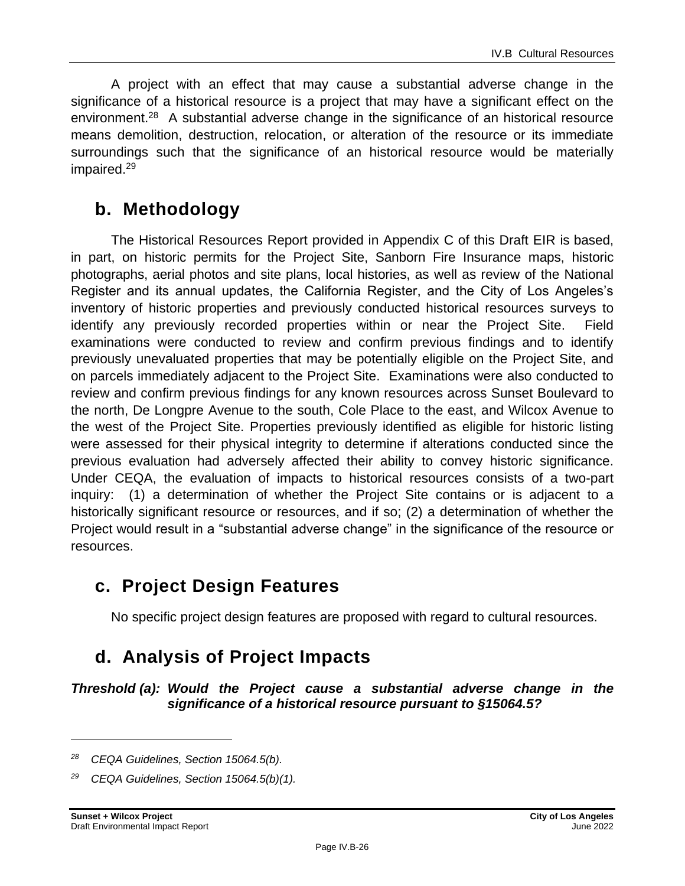A project with an effect that may cause a substantial adverse change in the significance of a historical resource is a project that may have a significant effect on the environment.[28] A substantial adverse change in the significance of an historical resource means demolition, destruction, relocation, or alteration of the resource or its immediate surroundings such that the significance of an historical resource would be materially impaired.[29]

## b. Methodology

The Historical Resources Report provided in Appendix C of this Draft EIR is based, in part, on historic permits for the Project Site, Sanborn Fire Insurance maps, historic photographs, aerial photos and site plans, local histories, as well as review of the National Register and its annual updates, the California Register, and the City of Los Angeles's inventory of historic properties and previously conducted historical resources surveys to identify any previously recorded properties within or near the Project Site. Field examinations were conducted to review and confirm previous findings and to identify previously unevaluated properties that may be potentially eligible on the Project Site, and on parcels immediately adjacent to the Project Site. Examinations were also conducted to review and confirm previous findings for any known resources across Sunset Boulevard to the north, De Longpre Avenue to the south, Cole Place to the east, and Wilcox Avenue to the west of the Project Site. Properties previously identified as eligible for historic listing were assessed for their physical integrity to determine if alterations conducted since the previous evaluation had adversely affected their ability to convey historic significance. Under CEQA, the evaluation of impacts to historical resources consists of a two-part inquiry: (1) a determination of whether the Project Site contains or is adjacent to a historically significant resource or resources, and if so; (2) a determination of whether the Project would result in a "substantial adverse change" in the significance of the resource or resources.

## c. Project Design Features

No specific project design features are proposed with regard to cultural resources.

## d. Analysis of Project Impacts

***Threshold (a): Would the Project cause a substantial adverse change in the significance of a historical resource pursuant to §15064.5?***

---

[28] *CEQA Guidelines, Section 15064.5(b).*

[29] *CEQA Guidelines, Section 15064.5(b)(1).*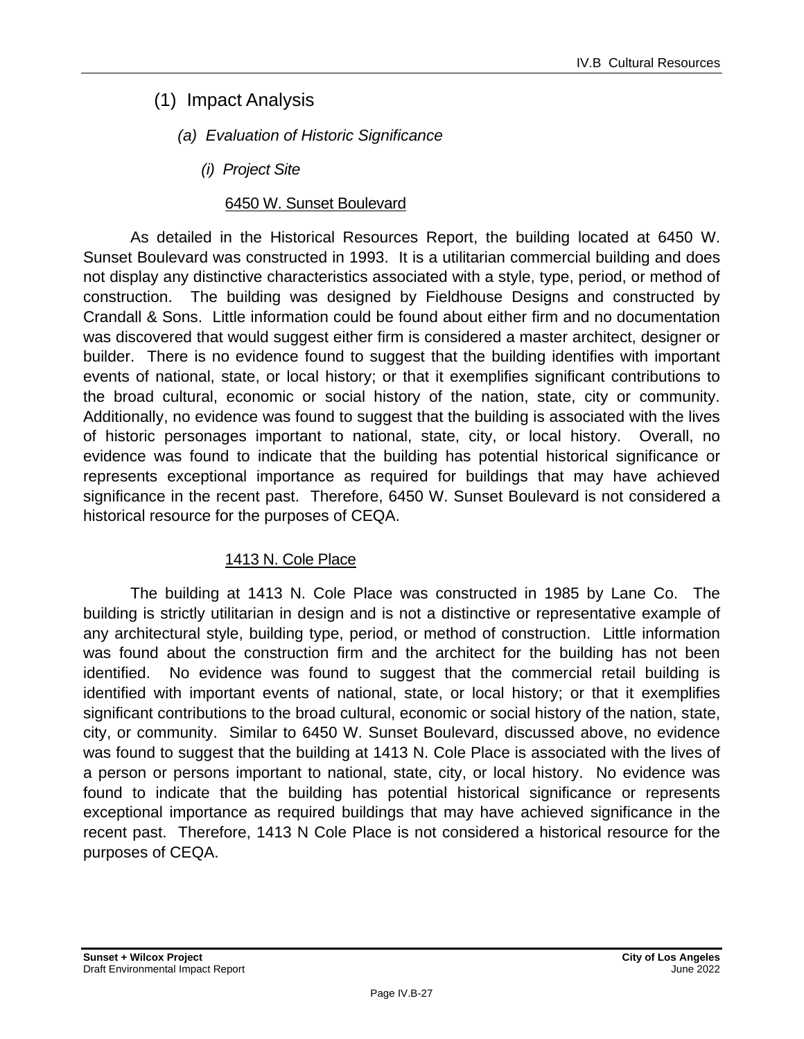## (1) Impact Analysis

### *(a) Evaluation of Historic Significance*

#### *(i) Project Site*

<u>6450 W. Sunset Boulevard</u>

As detailed in the Historical Resources Report, the building located at 6450 W. Sunset Boulevard was constructed in 1993. It is a utilitarian commercial building and does not display any distinctive characteristics associated with a style, type, period, or method of construction. The building was designed by Fieldhouse Designs and constructed by Crandall & Sons. Little information could be found about either firm and no documentation was discovered that would suggest either firm is considered a master architect, designer or builder. There is no evidence found to suggest that the building identifies with important events of national, state, or local history; or that it exemplifies significant contributions to the broad cultural, economic or social history of the nation, state, city or community. Additionally, no evidence was found to suggest that the building is associated with the lives of historic personages important to national, state, city, or local history. Overall, no evidence was found to indicate that the building has potential historical significance or represents exceptional importance as required for buildings that may have achieved significance in the recent past. Therefore, 6450 W. Sunset Boulevard is not considered a historical resource for the purposes of CEQA.

<u>1413 N. Cole Place</u>

The building at 1413 N. Cole Place was constructed in 1985 by Lane Co. The building is strictly utilitarian in design and is not a distinctive or representative example of any architectural style, building type, period, or method of construction. Little information was found about the construction firm and the architect for the building has not been identified. No evidence was found to suggest that the commercial retail building is identified with important events of national, state, or local history; or that it exemplifies significant contributions to the broad cultural, economic or social history of the nation, state, city, or community. Similar to 6450 W. Sunset Boulevard, discussed above, no evidence was found to suggest that the building at 1413 N. Cole Place is associated with the lives of a person or persons important to national, state, city, or local history. No evidence was found to indicate that the building has potential historical significance or represents exceptional importance as required buildings that may have achieved significance in the recent past. Therefore, 1413 N Cole Place is not considered a historical resource for the purposes of CEQA.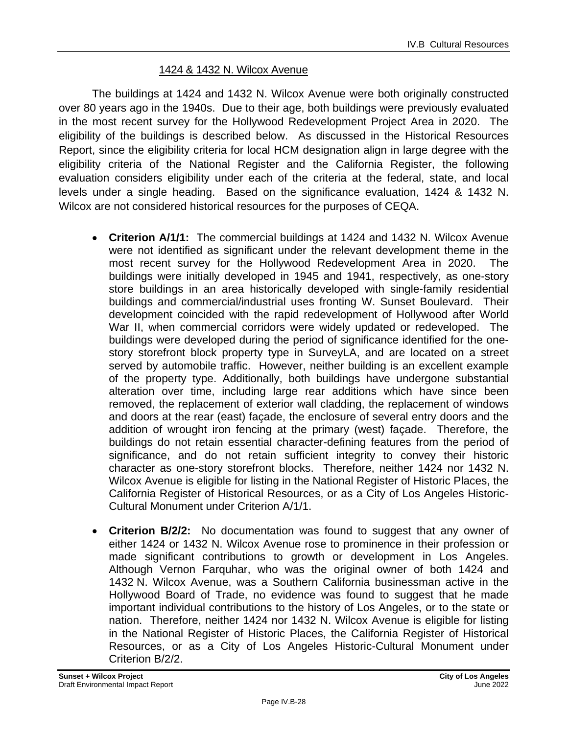## 1424 & 1432 N. Wilcox Avenue

The buildings at 1424 and 1432 N. Wilcox Avenue were both originally constructed over 80 years ago in the 1940s. Due to their age, both buildings were previously evaluated in the most recent survey for the Hollywood Redevelopment Project Area in 2020. The eligibility of the buildings is described below. As discussed in the Historical Resources Report, since the eligibility criteria for local HCM designation align in large degree with the eligibility criteria of the National Register and the California Register, the following evaluation considers eligibility under each of the criteria at the federal, state, and local levels under a single heading. Based on the significance evaluation, 1424 & 1432 N. Wilcox are not considered historical resources for the purposes of CEQA.

- **Criterion A/1/1:** The commercial buildings at 1424 and 1432 N. Wilcox Avenue were not identified as significant under the relevant development theme in the most recent survey for the Hollywood Redevelopment Area in 2020. The buildings were initially developed in 1945 and 1941, respectively, as one-story store buildings in an area historically developed with single-family residential buildings and commercial/industrial uses fronting W. Sunset Boulevard. Their development coincided with the rapid redevelopment of Hollywood after World War II, when commercial corridors were widely updated or redeveloped. The buildings were developed during the period of significance identified for the one-story storefront block property type in SurveyLA, and are located on a street served by automobile traffic. However, neither building is an excellent example of the property type. Additionally, both buildings have undergone substantial alteration over time, including large rear additions which have since been removed, the replacement of exterior wall cladding, the replacement of windows and doors at the rear (east) façade, the enclosure of several entry doors and the addition of wrought iron fencing at the primary (west) façade. Therefore, the buildings do not retain essential character-defining features from the period of significance, and do not retain sufficient integrity to convey their historic character as one-story storefront blocks. Therefore, neither 1424 nor 1432 N. Wilcox Avenue is eligible for listing in the National Register of Historic Places, the California Register of Historical Resources, or as a City of Los Angeles Historic-Cultural Monument under Criterion A/1/1.

- **Criterion B/2/2:** No documentation was found to suggest that any owner of either 1424 or 1432 N. Wilcox Avenue rose to prominence in their profession or made significant contributions to growth or development in Los Angeles. Although Vernon Farquhar, who was the original owner of both 1424 and 1432 N. Wilcox Avenue, was a Southern California businessman active in the Hollywood Board of Trade, no evidence was found to suggest that he made important individual contributions to the history of Los Angeles, or to the state or nation. Therefore, neither 1424 nor 1432 N. Wilcox Avenue is eligible for listing in the National Register of Historic Places, the California Register of Historical Resources, or as a City of Los Angeles Historic-Cultural Monument under Criterion B/2/2.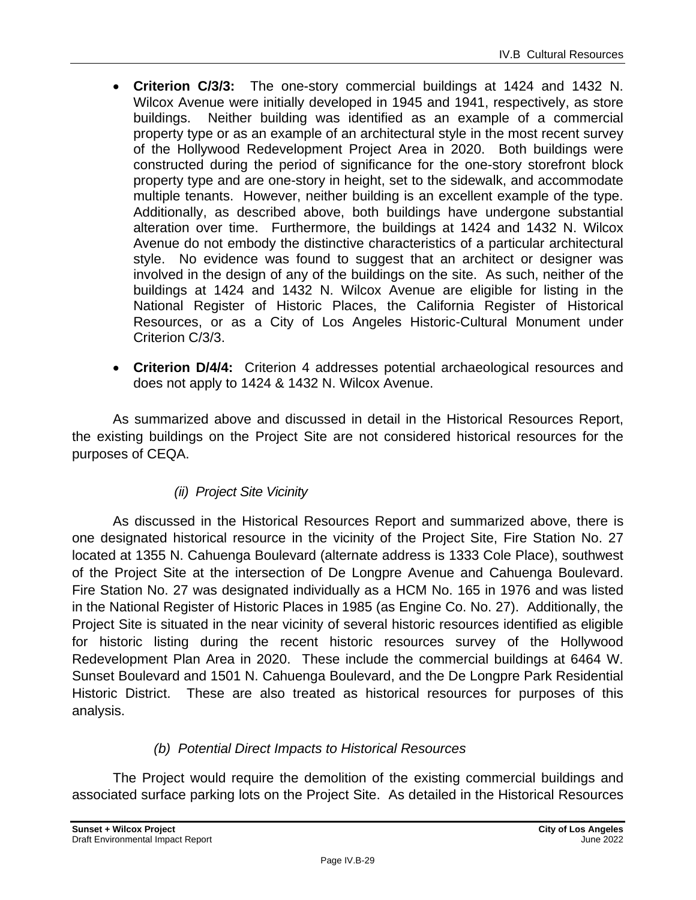- **Criterion C/3/3:** The one-story commercial buildings at 1424 and 1432 N. Wilcox Avenue were initially developed in 1945 and 1941, respectively, as store buildings. Neither building was identified as an example of a commercial property type or as an example of an architectural style in the most recent survey of the Hollywood Redevelopment Project Area in 2020. Both buildings were constructed during the period of significance for the one-story storefront block property type and are one-story in height, set to the sidewalk, and accommodate multiple tenants. However, neither building is an excellent example of the type. Additionally, as described above, both buildings have undergone substantial alteration over time. Furthermore, the buildings at 1424 and 1432 N. Wilcox Avenue do not embody the distinctive characteristics of a particular architectural style. No evidence was found to suggest that an architect or designer was involved in the design of any of the buildings on the site. As such, neither of the buildings at 1424 and 1432 N. Wilcox Avenue are eligible for listing in the National Register of Historic Places, the California Register of Historical Resources, or as a City of Los Angeles Historic-Cultural Monument under Criterion C/3/3.

- **Criterion D/4/4:** Criterion 4 addresses potential archaeological resources and does not apply to 1424 & 1432 N. Wilcox Avenue.

As summarized above and discussed in detail in the Historical Resources Report, the existing buildings on the Project Site are not considered historical resources for the purposes of CEQA.

*(ii) Project Site Vicinity*

As discussed in the Historical Resources Report and summarized above, there is one designated historical resource in the vicinity of the Project Site, Fire Station No. 27 located at 1355 N. Cahuenga Boulevard (alternate address is 1333 Cole Place), southwest of the Project Site at the intersection of De Longpre Avenue and Cahuenga Boulevard. Fire Station No. 27 was designated individually as a HCM No. 165 in 1976 and was listed in the National Register of Historic Places in 1985 (as Engine Co. No. 27). Additionally, the Project Site is situated in the near vicinity of several historic resources identified as eligible for historic listing during the recent historic resources survey of the Hollywood Redevelopment Plan Area in 2020. These include the commercial buildings at 6464 W. Sunset Boulevard and 1501 N. Cahuenga Boulevard, and the De Longpre Park Residential Historic District. These are also treated as historical resources for purposes of this analysis.

*(b) Potential Direct Impacts to Historical Resources*

The Project would require the demolition of the existing commercial buildings and associated surface parking lots on the Project Site. As detailed in the Historical Resources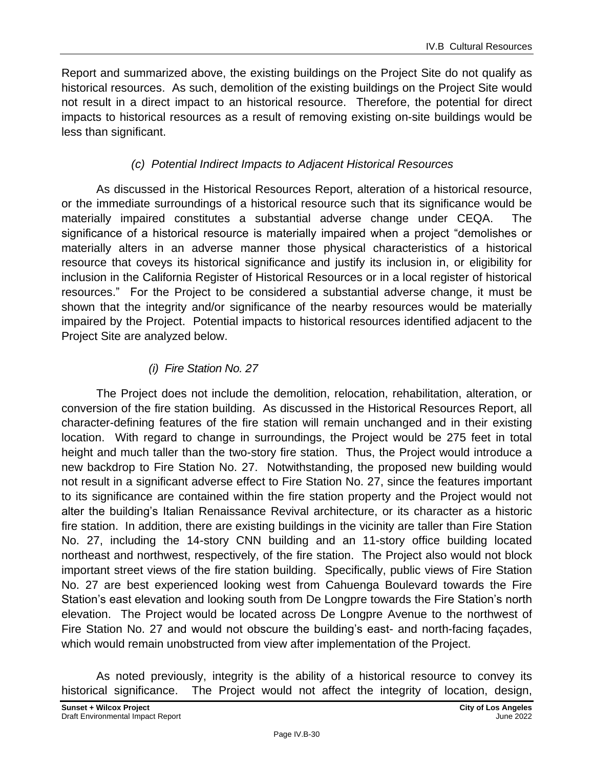Report and summarized above, the existing buildings on the Project Site do not qualify as historical resources. As such, demolition of the existing buildings on the Project Site would not result in a direct impact to an historical resource. Therefore, the potential for direct impacts to historical resources as a result of removing existing on-site buildings would be less than significant.

#### *(c) Potential Indirect Impacts to Adjacent Historical Resources*

As discussed in the Historical Resources Report, alteration of a historical resource, or the immediate surroundings of a historical resource such that its significance would be materially impaired constitutes a substantial adverse change under CEQA. The significance of a historical resource is materially impaired when a project "demolishes or materially alters in an adverse manner those physical characteristics of a historical resource that coveys its historical significance and justify its inclusion in, or eligibility for inclusion in the California Register of Historical Resources or in a local register of historical resources." For the Project to be considered a substantial adverse change, it must be shown that the integrity and/or significance of the nearby resources would be materially impaired by the Project. Potential impacts to historical resources identified adjacent to the Project Site are analyzed below.

##### *(i) Fire Station No. 27*

The Project does not include the demolition, relocation, rehabilitation, alteration, or conversion of the fire station building. As discussed in the Historical Resources Report, all character-defining features of the fire station will remain unchanged and in their existing location. With regard to change in surroundings, the Project would be 275 feet in total height and much taller than the two-story fire station. Thus, the Project would introduce a new backdrop to Fire Station No. 27. Notwithstanding, the proposed new building would not result in a significant adverse effect to Fire Station No. 27, since the features important to its significance are contained within the fire station property and the Project would not alter the building's Italian Renaissance Revival architecture, or its character as a historic fire station. In addition, there are existing buildings in the vicinity are taller than Fire Station No. 27, including the 14-story CNN building and an 11-story office building located northeast and northwest, respectively, of the fire station. The Project also would not block important street views of the fire station building. Specifically, public views of Fire Station No. 27 are best experienced looking west from Cahuenga Boulevard towards the Fire Station's east elevation and looking south from De Longpre towards the Fire Station's north elevation. The Project would be located across De Longpre Avenue to the northwest of Fire Station No. 27 and would not obscure the building's east- and north-facing façades, which would remain unobstructed from view after implementation of the Project.

As noted previously, integrity is the ability of a historical resource to convey its historical significance. The Project would not affect the integrity of location, design,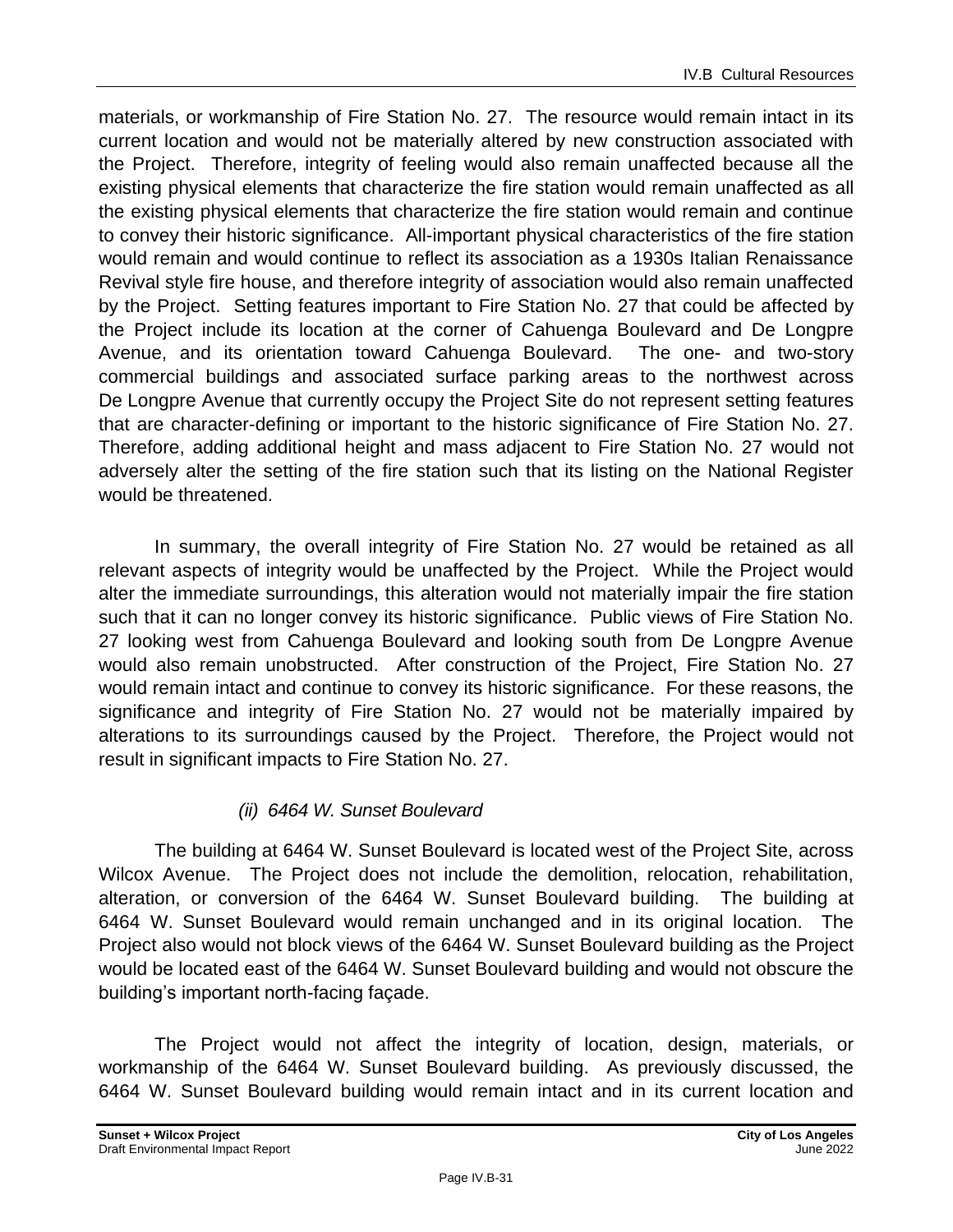materials, or workmanship of Fire Station No. 27. The resource would remain intact in its current location and would not be materially altered by new construction associated with the Project. Therefore, integrity of feeling would also remain unaffected because all the existing physical elements that characterize the fire station would remain unaffected as all the existing physical elements that characterize the fire station would remain and continue to convey their historic significance. All-important physical characteristics of the fire station would remain and would continue to reflect its association as a 1930s Italian Renaissance Revival style fire house, and therefore integrity of association would also remain unaffected by the Project. Setting features important to Fire Station No. 27 that could be affected by the Project include its location at the corner of Cahuenga Boulevard and De Longpre Avenue, and its orientation toward Cahuenga Boulevard. The one- and two-story commercial buildings and associated surface parking areas to the northwest across De Longpre Avenue that currently occupy the Project Site do not represent setting features that are character-defining or important to the historic significance of Fire Station No. 27. Therefore, adding additional height and mass adjacent to Fire Station No. 27 would not adversely alter the setting of the fire station such that its listing on the National Register would be threatened.

In summary, the overall integrity of Fire Station No. 27 would be retained as all relevant aspects of integrity would be unaffected by the Project. While the Project would alter the immediate surroundings, this alteration would not materially impair the fire station such that it can no longer convey its historic significance. Public views of Fire Station No. 27 looking west from Cahuenga Boulevard and looking south from De Longpre Avenue would also remain unobstructed. After construction of the Project, Fire Station No. 27 would remain intact and continue to convey its historic significance. For these reasons, the significance and integrity of Fire Station No. 27 would not be materially impaired by alterations to its surroundings caused by the Project. Therefore, the Project would not result in significant impacts to Fire Station No. 27.

*(ii) 6464 W. Sunset Boulevard*

The building at 6464 W. Sunset Boulevard is located west of the Project Site, across Wilcox Avenue. The Project does not include the demolition, relocation, rehabilitation, alteration, or conversion of the 6464 W. Sunset Boulevard building. The building at 6464 W. Sunset Boulevard would remain unchanged and in its original location. The Project also would not block views of the 6464 W. Sunset Boulevard building as the Project would be located east of the 6464 W. Sunset Boulevard building and would not obscure the building's important north-facing façade.

The Project would not affect the integrity of location, design, materials, or workmanship of the 6464 W. Sunset Boulevard building. As previously discussed, the 6464 W. Sunset Boulevard building would remain intact and in its current location and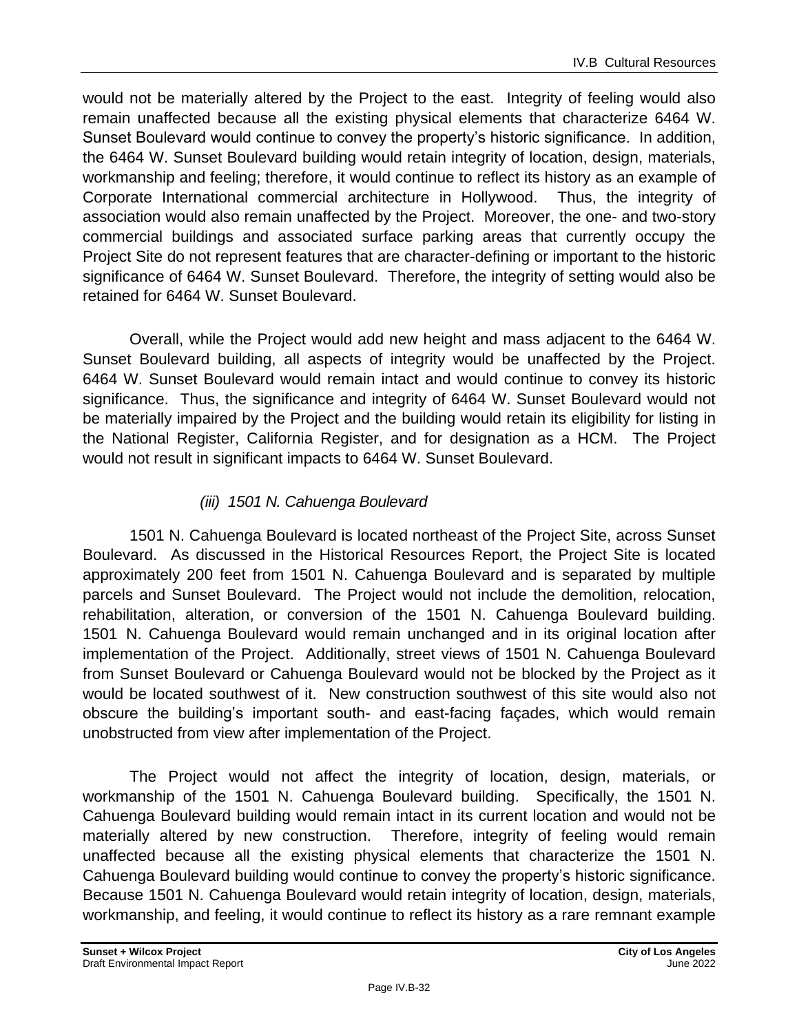would not be materially altered by the Project to the east. Integrity of feeling would also remain unaffected because all the existing physical elements that characterize 6464 W. Sunset Boulevard would continue to convey the property's historic significance. In addition, the 6464 W. Sunset Boulevard building would retain integrity of location, design, materials, workmanship and feeling; therefore, it would continue to reflect its history as an example of Corporate International commercial architecture in Hollywood. Thus, the integrity of association would also remain unaffected by the Project. Moreover, the one- and two-story commercial buildings and associated surface parking areas that currently occupy the Project Site do not represent features that are character-defining or important to the historic significance of 6464 W. Sunset Boulevard. Therefore, the integrity of setting would also be retained for 6464 W. Sunset Boulevard.

Overall, while the Project would add new height and mass adjacent to the 6464 W. Sunset Boulevard building, all aspects of integrity would be unaffected by the Project. 6464 W. Sunset Boulevard would remain intact and would continue to convey its historic significance. Thus, the significance and integrity of 6464 W. Sunset Boulevard would not be materially impaired by the Project and the building would retain its eligibility for listing in the National Register, California Register, and for designation as a HCM. The Project would not result in significant impacts to 6464 W. Sunset Boulevard.

*(iii) 1501 N. Cahuenga Boulevard*

1501 N. Cahuenga Boulevard is located northeast of the Project Site, across Sunset Boulevard. As discussed in the Historical Resources Report, the Project Site is located approximately 200 feet from 1501 N. Cahuenga Boulevard and is separated by multiple parcels and Sunset Boulevard. The Project would not include the demolition, relocation, rehabilitation, alteration, or conversion of the 1501 N. Cahuenga Boulevard building. 1501 N. Cahuenga Boulevard would remain unchanged and in its original location after implementation of the Project. Additionally, street views of 1501 N. Cahuenga Boulevard from Sunset Boulevard or Cahuenga Boulevard would not be blocked by the Project as it would be located southwest of it. New construction southwest of this site would also not obscure the building's important south- and east-facing façades, which would remain unobstructed from view after implementation of the Project.

The Project would not affect the integrity of location, design, materials, or workmanship of the 1501 N. Cahuenga Boulevard building. Specifically, the 1501 N. Cahuenga Boulevard building would remain intact in its current location and would not be materially altered by new construction. Therefore, integrity of feeling would remain unaffected because all the existing physical elements that characterize the 1501 N. Cahuenga Boulevard building would continue to convey the property's historic significance. Because 1501 N. Cahuenga Boulevard would retain integrity of location, design, materials, workmanship, and feeling, it would continue to reflect its history as a rare remnant example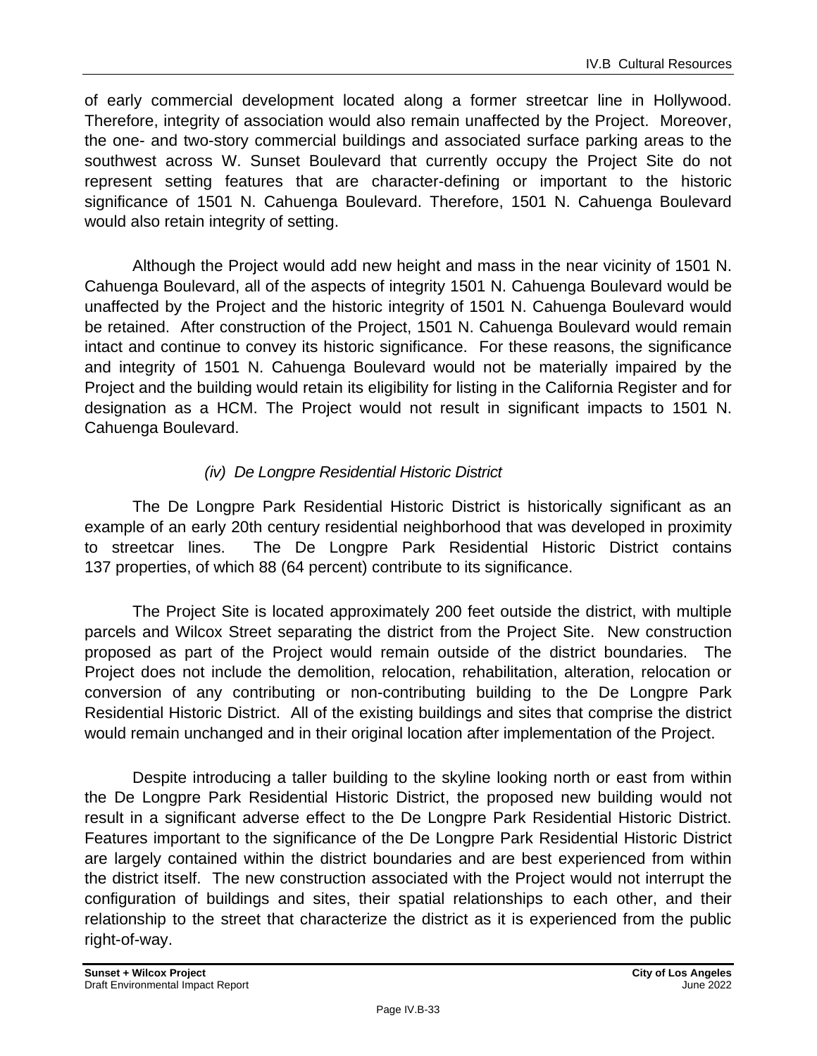of early commercial development located along a former streetcar line in Hollywood. Therefore, integrity of association would also remain unaffected by the Project. Moreover, the one- and two-story commercial buildings and associated surface parking areas to the southwest across W. Sunset Boulevard that currently occupy the Project Site do not represent setting features that are character-defining or important to the historic significance of 1501 N. Cahuenga Boulevard. Therefore, 1501 N. Cahuenga Boulevard would also retain integrity of setting.

Although the Project would add new height and mass in the near vicinity of 1501 N. Cahuenga Boulevard, all of the aspects of integrity 1501 N. Cahuenga Boulevard would be unaffected by the Project and the historic integrity of 1501 N. Cahuenga Boulevard would be retained. After construction of the Project, 1501 N. Cahuenga Boulevard would remain intact and continue to convey its historic significance. For these reasons, the significance and integrity of 1501 N. Cahuenga Boulevard would not be materially impaired by the Project and the building would retain its eligibility for listing in the California Register and for designation as a HCM. The Project would not result in significant impacts to 1501 N. Cahuenga Boulevard.

*(iv) De Longpre Residential Historic District*

The De Longpre Park Residential Historic District is historically significant as an example of an early 20th century residential neighborhood that was developed in proximity to streetcar lines. The De Longpre Park Residential Historic District contains 137 properties, of which 88 (64 percent) contribute to its significance.

The Project Site is located approximately 200 feet outside the district, with multiple parcels and Wilcox Street separating the district from the Project Site. New construction proposed as part of the Project would remain outside of the district boundaries. The Project does not include the demolition, relocation, rehabilitation, alteration, relocation or conversion of any contributing or non-contributing building to the De Longpre Park Residential Historic District. All of the existing buildings and sites that comprise the district would remain unchanged and in their original location after implementation of the Project.

Despite introducing a taller building to the skyline looking north or east from within the De Longpre Park Residential Historic District, the proposed new building would not result in a significant adverse effect to the De Longpre Park Residential Historic District. Features important to the significance of the De Longpre Park Residential Historic District are largely contained within the district boundaries and are best experienced from within the district itself. The new construction associated with the Project would not interrupt the configuration of buildings and sites, their spatial relationships to each other, and their relationship to the street that characterize the district as it is experienced from the public right-of-way.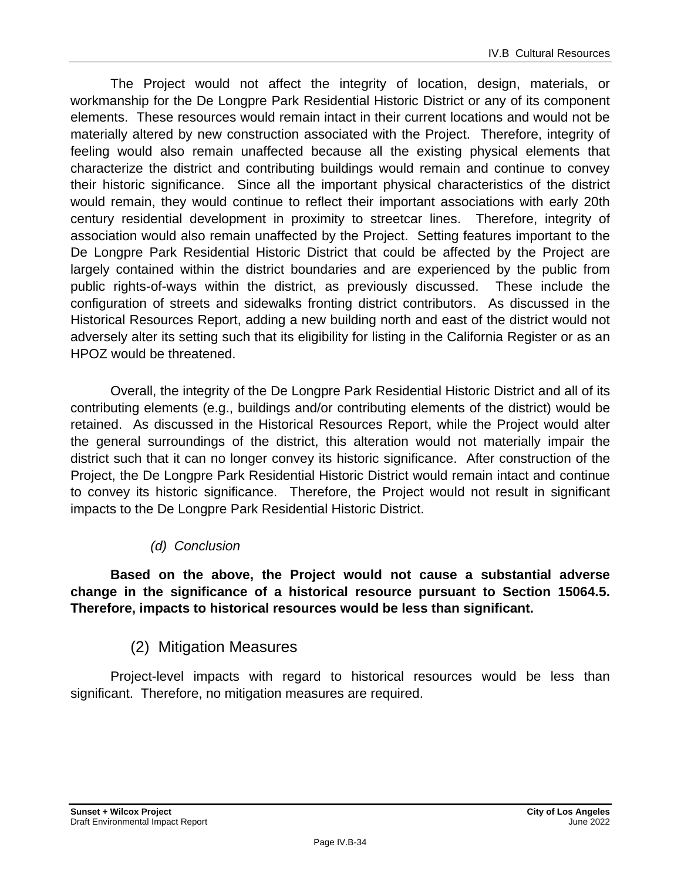The Project would not affect the integrity of location, design, materials, or workmanship for the De Longpre Park Residential Historic District or any of its component elements. These resources would remain intact in their current locations and would not be materially altered by new construction associated with the Project. Therefore, integrity of feeling would also remain unaffected because all the existing physical elements that characterize the district and contributing buildings would remain and continue to convey their historic significance. Since all the important physical characteristics of the district would remain, they would continue to reflect their important associations with early 20th century residential development in proximity to streetcar lines. Therefore, integrity of association would also remain unaffected by the Project. Setting features important to the De Longpre Park Residential Historic District that could be affected by the Project are largely contained within the district boundaries and are experienced by the public from public rights-of-ways within the district, as previously discussed. These include the configuration of streets and sidewalks fronting district contributors. As discussed in the Historical Resources Report, adding a new building north and east of the district would not adversely alter its setting such that its eligibility for listing in the California Register or as an HPOZ would be threatened.

Overall, the integrity of the De Longpre Park Residential Historic District and all of its contributing elements (e.g., buildings and/or contributing elements of the district) would be retained. As discussed in the Historical Resources Report, while the Project would alter the general surroundings of the district, this alteration would not materially impair the district such that it can no longer convey its historic significance. After construction of the Project, the De Longpre Park Residential Historic District would remain intact and continue to convey its historic significance. Therefore, the Project would not result in significant impacts to the De Longpre Park Residential Historic District.

*(d) Conclusion*

**Based on the above, the Project would not cause a substantial adverse change in the significance of a historical resource pursuant to Section 15064.5. Therefore, impacts to historical resources would be less than significant.**

### (2) Mitigation Measures

Project-level impacts with regard to historical resources would be less than significant. Therefore, no mitigation measures are required.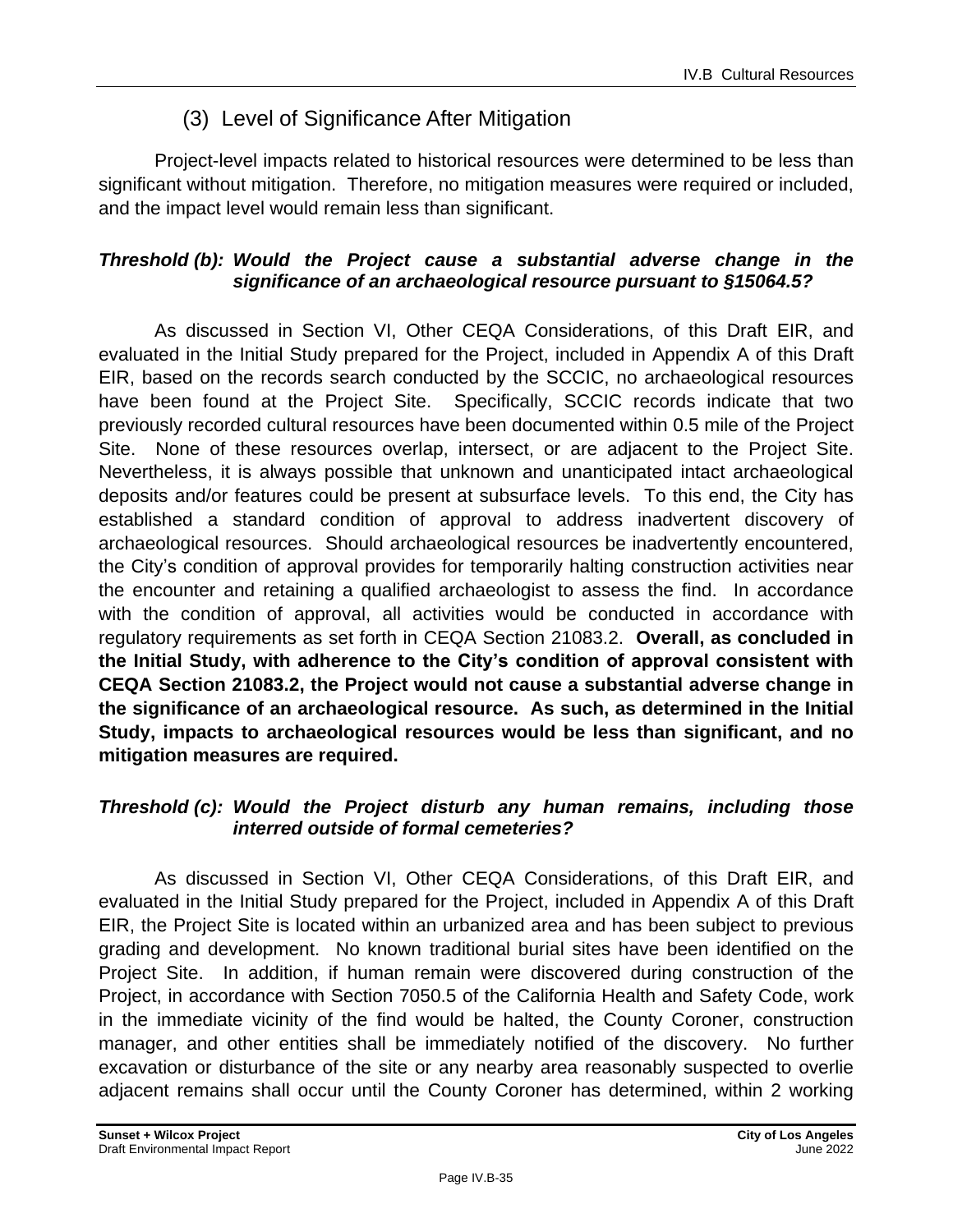### (3) Level of Significance After Mitigation

Project-level impacts related to historical resources were determined to be less than significant without mitigation. Therefore, no mitigation measures were required or included, and the impact level would remain less than significant.

***Threshold (b): Would the Project cause a substantial adverse change in the significance of an archaeological resource pursuant to §15064.5?***

As discussed in Section VI, Other CEQA Considerations, of this Draft EIR, and evaluated in the Initial Study prepared for the Project, included in Appendix A of this Draft EIR, based on the records search conducted by the SCCIC, no archaeological resources have been found at the Project Site. Specifically, SCCIC records indicate that two previously recorded cultural resources have been documented within 0.5 mile of the Project Site. None of these resources overlap, intersect, or are adjacent to the Project Site. Nevertheless, it is always possible that unknown and unanticipated intact archaeological deposits and/or features could be present at subsurface levels. To this end, the City has established a standard condition of approval to address inadvertent discovery of archaeological resources. Should archaeological resources be inadvertently encountered, the City's condition of approval provides for temporarily halting construction activities near the encounter and retaining a qualified archaeologist to assess the find. In accordance with the condition of approval, all activities would be conducted in accordance with regulatory requirements as set forth in CEQA Section 21083.2. **Overall, as concluded in the Initial Study, with adherence to the City's condition of approval consistent with CEQA Section 21083.2, the Project would not cause a substantial adverse change in the significance of an archaeological resource. As such, as determined in the Initial Study, impacts to archaeological resources would be less than significant, and no mitigation measures are required.**

***Threshold (c): Would the Project disturb any human remains, including those interred outside of formal cemeteries?***

As discussed in Section VI, Other CEQA Considerations, of this Draft EIR, and evaluated in the Initial Study prepared for the Project, included in Appendix A of this Draft EIR, the Project Site is located within an urbanized area and has been subject to previous grading and development. No known traditional burial sites have been identified on the Project Site. In addition, if human remain were discovered during construction of the Project, in accordance with Section 7050.5 of the California Health and Safety Code, work in the immediate vicinity of the find would be halted, the County Coroner, construction manager, and other entities shall be immediately notified of the discovery. No further excavation or disturbance of the site or any nearby area reasonably suspected to overlie adjacent remains shall occur until the County Coroner has determined, within 2 working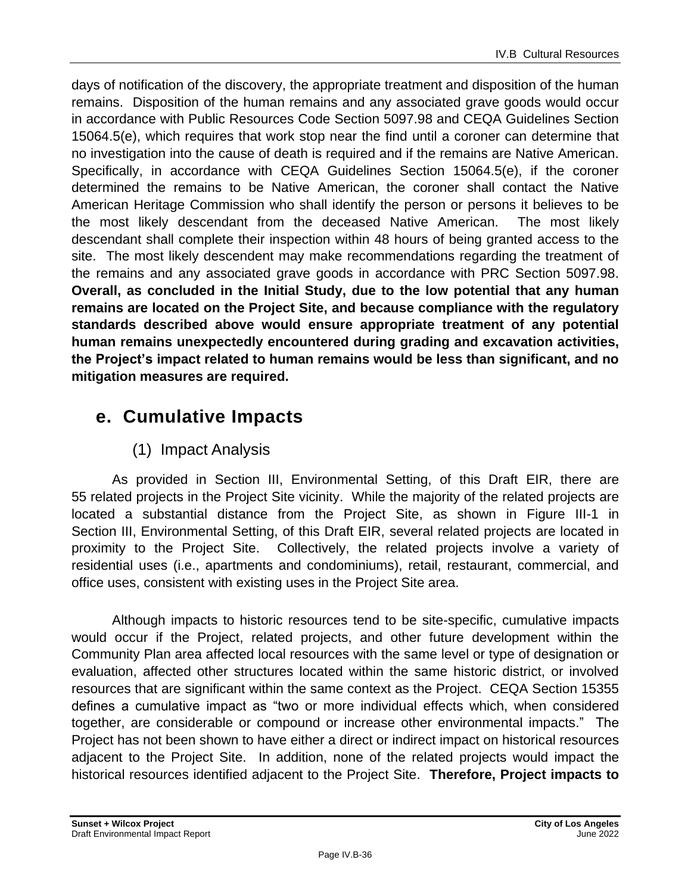days of notification of the discovery, the appropriate treatment and disposition of the human remains. Disposition of the human remains and any associated grave goods would occur in accordance with Public Resources Code Section 5097.98 and CEQA Guidelines Section 15064.5(e), which requires that work stop near the find until a coroner can determine that no investigation into the cause of death is required and if the remains are Native American. Specifically, in accordance with CEQA Guidelines Section 15064.5(e), if the coroner determined the remains to be Native American, the coroner shall contact the Native American Heritage Commission who shall identify the person or persons it believes to be the most likely descendant from the deceased Native American. The most likely descendant shall complete their inspection within 48 hours of being granted access to the site. The most likely descendent may make recommendations regarding the treatment of the remains and any associated grave goods in accordance with PRC Section 5097.98. **Overall, as concluded in the Initial Study, due to the low potential that any human remains are located on the Project Site, and because compliance with the regulatory standards described above would ensure appropriate treatment of any potential human remains unexpectedly encountered during grading and excavation activities, the Project's impact related to human remains would be less than significant, and no mitigation measures are required.**

## e. Cumulative Impacts

### (1) Impact Analysis

As provided in Section III, Environmental Setting, of this Draft EIR, there are 55 related projects in the Project Site vicinity. While the majority of the related projects are located a substantial distance from the Project Site, as shown in Figure III-1 in Section III, Environmental Setting, of this Draft EIR, several related projects are located in proximity to the Project Site. Collectively, the related projects involve a variety of residential uses (i.e., apartments and condominiums), retail, restaurant, commercial, and office uses, consistent with existing uses in the Project Site area.

Although impacts to historic resources tend to be site-specific, cumulative impacts would occur if the Project, related projects, and other future development within the Community Plan area affected local resources with the same level or type of designation or evaluation, affected other structures located within the same historic district, or involved resources that are significant within the same context as the Project. CEQA Section 15355 defines a cumulative impact as "two or more individual effects which, when considered together, are considerable or compound or increase other environmental impacts." The Project has not been shown to have either a direct or indirect impact on historical resources adjacent to the Project Site. In addition, none of the related projects would impact the historical resources identified adjacent to the Project Site. **Therefore, Project impacts to**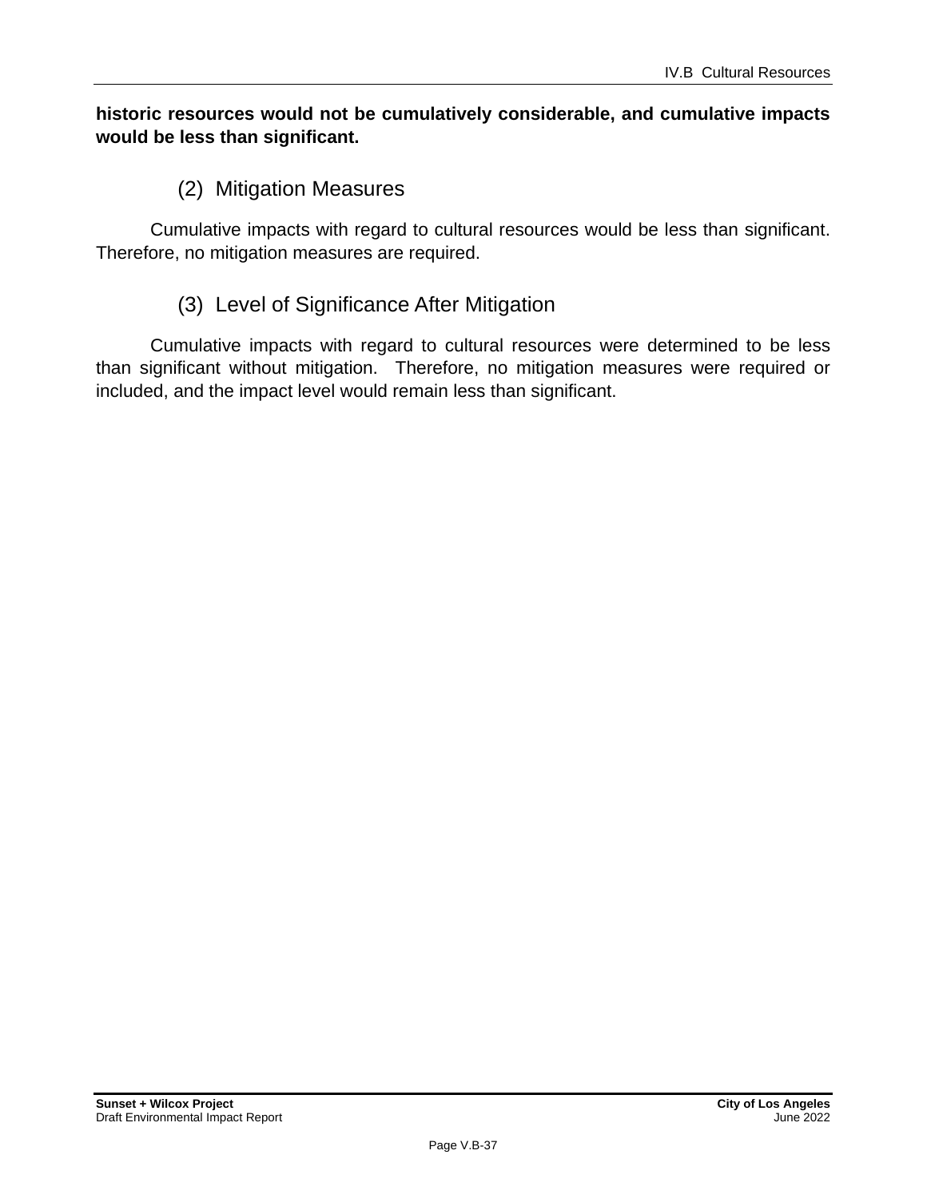**historic resources would not be cumulatively considerable, and cumulative impacts would be less than significant.**

### (2) Mitigation Measures

Cumulative impacts with regard to cultural resources would be less than significant. Therefore, no mitigation measures are required.

### (3) Level of Significance After Mitigation

Cumulative impacts with regard to cultural resources were determined to be less than significant without mitigation. Therefore, no mitigation measures were required or included, and the impact level would remain less than significant.